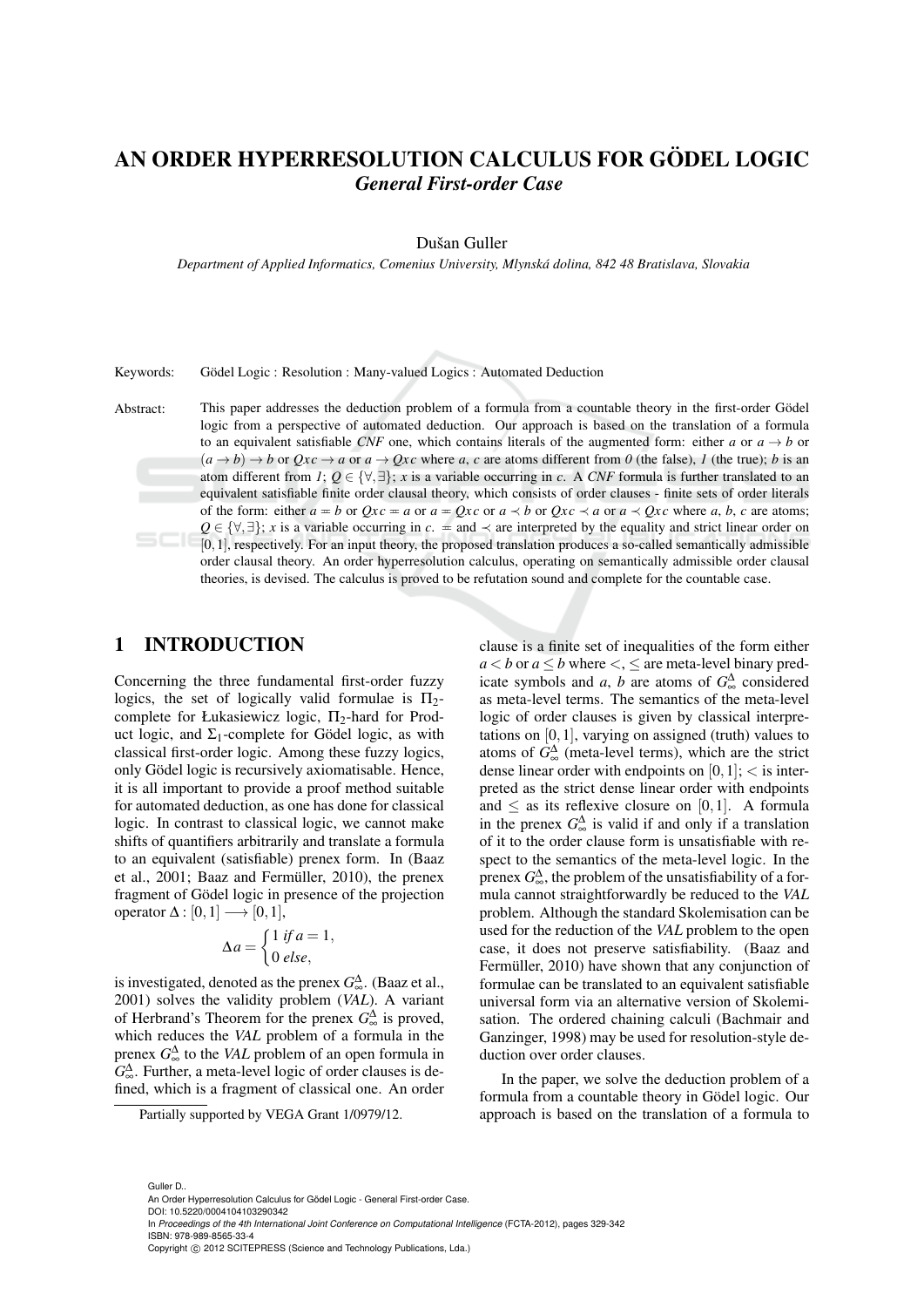# AN ORDER HYPERRESOLUTION CALCULUS FOR GÖDEL LOGIC
## *General First-order Case*

Dušan Guller

*Department of Applied Informatics, Comenius University, Mlynská dolina, 842 48 Bratislava, Slovakia*

Keywords: Gödel Logic : Resolution : Many-valued Logics : Automated Deduction

Abstract: This paper addresses the deduction problem of a formula from a countable theory in the first-order Gödel logic from a perspective of automated deduction. Our approach is based on the translation of a formula to an equivalent satisfiable *CNF* one, which contains literals of the augmented form: either $a$ or $a \rightarrow b$ or $(a \rightarrow b) \rightarrow b$ or $Qxc \rightarrow a$ or $a \rightarrow Qxc$ where $a$, $c$ are atoms different from *0* (the false), *1* (the true); $b$ is an atom different from *1*; $Q \in \{\forall, \exists\}$; $x$ is a variable occurring in $c$. A *CNF* formula is further translated to an equivalent satisfiable finite order clausal theory, which consists of order clauses - finite sets of order literals of the form: either $a \eqcirc b$ or $Qxc \eqcirc a$ or $a \eqcirc Qxc$ or $a \prec b$ or $Qxc \prec a$ or $a \prec Qxc$ where $a$, $b$, $c$ are atoms; $Q \in \{\forall, \exists\}$; $x$ is a variable occurring in $c$. $\eqcirc$ and $\prec$ are interpreted by the equality and strict linear order on $[0,1]$, respectively. For an input theory, the proposed translation produces a so-called semantically admissible order clausal theory. An order hyperresolution calculus, operating on semantically admissible order clausal theories, is devised. The calculus is proved to be refutation sound and complete for the countable case.

## 1 INTRODUCTION

Concerning the three fundamental first-order fuzzy logics, the set of logically valid formulae is $\Pi_2$-complete for Łukasiewicz logic, $\Pi_2$-hard for Product logic, and $\Sigma_1$-complete for Gödel logic, as with classical first-order logic. Among these fuzzy logics, only Gödel logic is recursively axiomatisable. Hence, it is all important to provide a proof method suitable for automated deduction, as one has done for classical logic. In contrast to classical logic, we cannot make shifts of quantifiers arbitrarily and translate a formula to an equivalent (satisfiable) prenex form. In (Baaz et al., 2001; Baaz and Fermüller, 2010), the prenex fragment of Gödel logic in presence of the projection operator $\Delta : [0,1] \longrightarrow [0,1]$,

$$\Delta a = \begin{cases} 1 \text{ if } a = 1, \\ 0 \text{ else}, \end{cases}$$

is investigated, denoted as the prenex $G^{\Delta}_{\infty}$. (Baaz et al., 2001) solves the validity problem (*VAL*). A variant of Herbrand's Theorem for the prenex $G^{\Delta}_{\infty}$ is proved, which reduces the *VAL* problem of a formula in the prenex $G^{\Delta}_{\infty}$ to the *VAL* problem of an open formula in $G^{\Delta}_{\infty}$. Further, a meta-level logic of order clauses is defined, which is a fragment of classical one. An order clause is a finite set of inequalities of the form either $a < b$ or $a \leq b$ where $<, \leq$ are meta-level binary predicate symbols and $a$, $b$ are atoms of $G^{\Delta}_{\infty}$ considered as meta-level terms. The semantics of the meta-level logic of order clauses is given by classical interpretations on $[0,1]$, varying on assigned (truth) values to atoms of $G^{\Delta}_{\infty}$ (meta-level terms), which are the strict dense linear order with endpoints on $[0,1]$; $<$ is interpreted as the strict dense linear order with endpoints and $\leq$ as its reflexive closure on $[0,1]$. A formula in the prenex $G^{\Delta}_{\infty}$ is valid if and only if a translation of it to the order clause form is unsatisfiable with respect to the semantics of the meta-level logic. In the prenex $G^{\Delta}_{\infty}$, the problem of the unsatisfiability of a formula cannot straightforwardly be reduced to the *VAL* problem. Although the standard Skolemisation can be used for the reduction of the *VAL* problem to the open case, it does not preserve satisfiability. (Baaz and Fermüller, 2010) have shown that any conjunction of formulae can be translated to an equivalent satisfiable universal form via an alternative version of Skolemisation. The ordered chaining calculi (Bachmair and Ganzinger, 1998) may be used for resolution-style deduction over order clauses.

In the paper, we solve the deduction problem of a formula from a countable theory in Gödel logic. Our approach is based on the translation of a formula to

Partially supported by VEGA Grant 1/0979/12.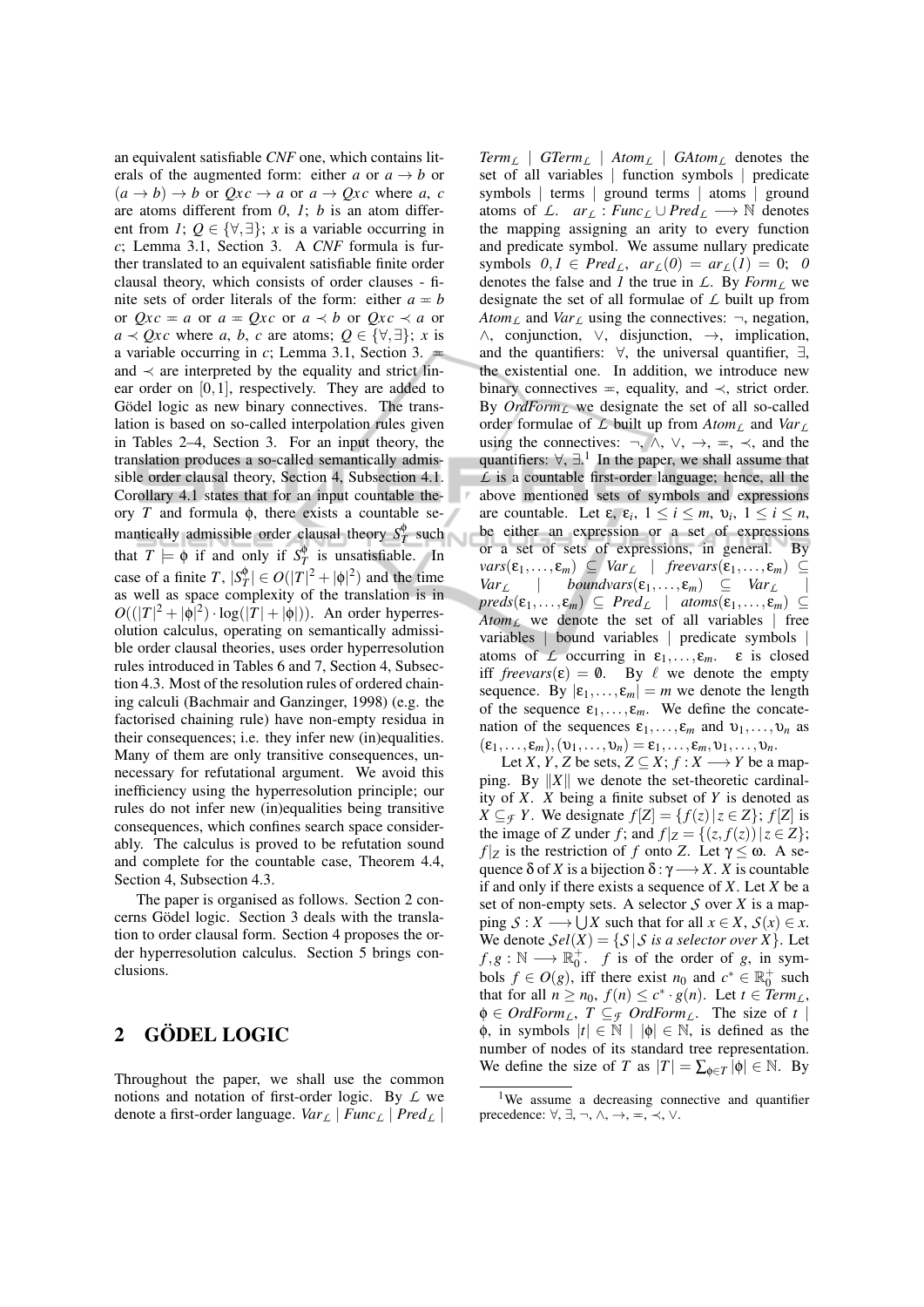an equivalent satisfiable *CNF* one, which contains literals of the augmented form: either $a$ or $a \rightarrow b$ or $(a \rightarrow b) \rightarrow b$ or $Qx\,c \rightarrow a$ or $a \rightarrow Qx\,c$ where $a$, $c$ are atoms different from $0$, $1$; $b$ is an atom different from $1$; $Q \in \{\forall, \exists\}$; $x$ is a variable occurring in $c$; Lemma 3.1, Section 3. A *CNF* formula is further translated to an equivalent satisfiable finite order clausal theory, which consists of order clauses - finite sets of order literals of the form: either $a \eqcirc b$ or $Qx\,c \eqcirc a$ or $a \eqcirc Qx\,c$ or $a \prec b$ or $Qx\,c \prec a$ or $a \prec Qx\,c$ where $a$, $b$, $c$ are atoms; $Q \in \{\forall, \exists\}$; $x$ is a variable occurring in $c$; Lemma 3.1, Section 3. $\eqcirc$ and $\prec$ are interpreted by the equality and strict linear order on $[0,1]$, respectively. They are added to Gödel logic as new binary connectives. The translation is based on so-called interpolation rules given in Tables 2–4, Section 3. For an input theory, the translation produces a so-called semantically admissible order clausal theory, Section 4, Subsection 4.1. Corollary 4.1 states that for an input countable theory $T$ and formula $\phi$, there exists a countable semantically admissible order clausal theory $S_T^\phi$ such that $T \models \phi$ if and only if $S_T^\phi$ is unsatisfiable. In case of a finite $T$, $|S_T^\phi| \in O(|T|^2 + |\phi|^2)$ and the time as well as space complexity of the translation is in $O((|T|^2 + |\phi|^2) \cdot \log(|T| + |\phi|))$. An order hyperresolution calculus, operating on semantically admissible order clausal theories, uses order hyperresolution rules introduced in Tables 6 and 7, Section 4, Subsection 4.3. Most of the resolution rules of ordered chaining calculi (Bachmair and Ganzinger, 1998) (e.g. the factorised chaining rule) have non-empty residua in their consequences; i.e. they infer new (in)equalities. Many of them are only transitive consequences, unnecessary for refutational argument. We avoid this inefficiency using the hyperresolution principle; our rules do not infer new (in)equalities being transitive consequences, which confines search space considerably. The calculus is proved to be refutation sound and complete for the countable case, Theorem 4.4, Section 4, Subsection 4.3.

The paper is organised as follows. Section 2 concerns Gödel logic. Section 3 deals with the translation to order clausal form. Section 4 proposes the order hyperresolution calculus. Section 5 brings conclusions.

## 2 GÖDEL LOGIC

Throughout the paper, we shall use the common notions and notation of first-order logic. By $\mathcal{L}$ we denote a first-order language. $Var_\mathcal{L}$ | $Func_\mathcal{L}$ | $Pred_\mathcal{L}$ | $Term_\mathcal{L}$ | $GTerm_\mathcal{L}$ | $Atom_\mathcal{L}$ | $GAtom_\mathcal{L}$ denotes the set of all variables | function symbols | predicate symbols | terms | ground terms | atoms | ground atoms of $\mathcal{L}$. $ar_\mathcal{L} : Func_\mathcal{L} \cup Pred_\mathcal{L} \longrightarrow \mathbb{N}$ denotes the mapping assigning an arity to every function and predicate symbol. We assume nullary predicate symbols $0, 1 \in Pred_\mathcal{L}$, $ar_\mathcal{L}(0) = ar_\mathcal{L}(1) = 0$; $0$ denotes the false and $1$ the true in $\mathcal{L}$. By $Form_\mathcal{L}$ we designate the set of all formulae of $\mathcal{L}$ built up from $Atom_\mathcal{L}$ and $Var_\mathcal{L}$ using the connectives: $\neg$, negation, $\wedge$, conjunction, $\vee$, disjunction, $\rightarrow$, implication, and the quantifiers: $\forall$, the universal quantifier, $\exists$, the existential one. In addition, we introduce new binary connectives $\eqcirc$, equality, and $\prec$, strict order. By $OrdForm_\mathcal{L}$ we designate the set of all so-called order formulae of $\mathcal{L}$ built up from $Atom_\mathcal{L}$ and $Var_\mathcal{L}$ using the connectives: $\neg$, $\wedge$, $\vee$, $\rightarrow$, $\eqcirc$, $\prec$, and the quantifiers: $\forall$, $\exists$.[1] In the paper, we shall assume that $\mathcal{L}$ is a countable first-order language; hence, all the above mentioned sets of symbols and expressions are countable. Let $\varepsilon$, $\varepsilon_i$, $1 \le i \le m$, $\upsilon_i$, $1 \le i \le n$, be either an expression or a set of expressions or a set of sets of expressions, in general. By $vars(\varepsilon_1, \dots, \varepsilon_m) \subseteq Var_\mathcal{L}$ | $freevars(\varepsilon_1, \dots, \varepsilon_m) \subseteq Var_\mathcal{L}$ | $boundvars(\varepsilon_1, \dots, \varepsilon_m) \subseteq Var_\mathcal{L}$ | $preds(\varepsilon_1, \dots, \varepsilon_m) \subseteq Pred_\mathcal{L}$ | $atoms(\varepsilon_1, \dots, \varepsilon_m) \subseteq Atom_\mathcal{L}$ we denote the set of all variables | free variables | bound variables | predicate symbols | atoms of $\mathcal{L}$ occurring in $\varepsilon_1, \dots, \varepsilon_m$. $\varepsilon$ is closed iff $freevars(\varepsilon) = \emptyset$. By $\ell$ we denote the empty sequence. By $|\varepsilon_1, \dots, \varepsilon_m| = m$ we denote the length of the sequence $\varepsilon_1, \dots, \varepsilon_m$. We define the concatenation of the sequences $\varepsilon_1, \dots, \varepsilon_m$ and $\upsilon_1, \dots, \upsilon_n$ as $(\varepsilon_1, \dots, \varepsilon_m), (\upsilon_1, \dots, \upsilon_n) = \varepsilon_1, \dots, \varepsilon_m, \upsilon_1, \dots, \upsilon_n$.

Let $X$, $Y$, $Z$ be sets, $Z \subseteq X$; $f : X \longrightarrow Y$ be a mapping. By $\|X\|$ we denote the set-theoretic cardinality of $X$. $X$ being a finite subset of $Y$ is denoted as $X \subseteq_\mathcal{F} Y$. We designate $f[Z] = \{f(z) \,|\, z \in Z\}$; $f[Z]$ is the image of $Z$ under $f$; and $f|_Z = \{(z, f(z)) \,|\, z \in Z\}$; $f|_Z$ is the restriction of $f$ onto $Z$. Let $\gamma \le \omega$. A sequence $\delta$ of $X$ is a bijection $\delta : \gamma \longrightarrow X$. $X$ is countable if and only if there exists a sequence of $X$. Let $X$ be a set of non-empty sets. A selector $\mathcal{S}$ over $X$ is a mapping $\mathcal{S} : X \longrightarrow \bigcup X$ such that for all $x \in X$, $\mathcal{S}(x) \in x$. We denote $\mathcal{S}el(X) = \{\mathcal{S} \,|\, \mathcal{S} \textit{ is a selector over } X\}$. Let $f, g : \mathbb{N} \longrightarrow \mathbb{R}_0^+$. $f$ is of the order of $g$, in symbols $f \in O(g)$, iff there exist $n_0$ and $c^* \in \mathbb{R}_0^+$ such that for all $n \ge n_0$, $f(n) \le c^* \cdot g(n)$. Let $t \in Term_\mathcal{L}$, $\phi \in OrdForm_\mathcal{L}$, $T \subseteq_\mathcal{F} OrdForm_\mathcal{L}$. The size of $t$ | $\phi$, in symbols $|t| \in \mathbb{N}$ | $|\phi| \in \mathbb{N}$, is defined as the number of nodes of its standard tree representation. We define the size of $T$ as $|T| = \sum_{\phi \in T} |\phi| \in \mathbb{N}$. By

[1] We assume a decreasing connective and quantifier precedence: $\forall$, $\exists$, $\neg$, $\wedge$, $\rightarrow$, $\eqcirc$, $\prec$, $\vee$.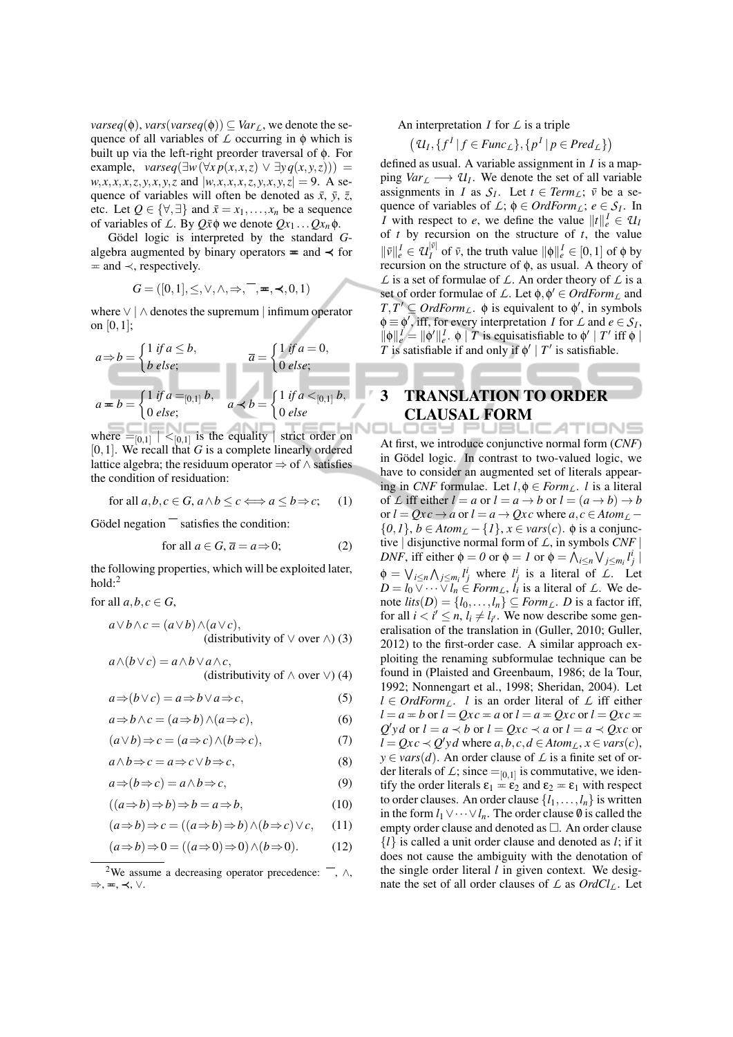$varseq(\phi)$, $vars(varseq(\phi)) \subseteq Var_{\mathcal{L}}$, we denote the sequence of all variables of $\mathcal{L}$ occurring in $\phi$ which is built up via the left-right preorder traversal of $\phi$. For example, $varseq(\exists w(\forall x\, p(x,x,z) \vee \exists y\, q(x,y,z))) = w,x,x,x,z,y,x,y,z$ and $|w,x,x,x,z,y,x,y,z| = 9$. A sequence of variables will often be denoted as $\bar{x}$, $\bar{y}$, $\bar{z}$, etc. Let $Q \in \{\forall, \exists\}$ and $\bar{x} = x_1, \dots, x_n$ be a sequence of variables of $\mathcal{L}$. By $Q\bar{x}\phi$ we denote $Qx_1 \dots Qx_n\, \phi$.

Gödel logic is interpreted by the standard $G$-algebra augmented by binary operators $\eqcirc$ and $\prec$ for $=$ and $<$, respectively.

$$G = ([0,1], \leq, \vee, \wedge, \Rightarrow, \overline{\phantom{a}}, \eqcirc, \prec, 0, 1)$$

where $\vee \mid \wedge$ denotes the supremum | infimum operator on $[0,1]$;

$$a \Rightarrow b = \begin{cases} 1 \text{ if } a \leq b, \\ b \text{ else}; \end{cases} \qquad \overline{a} = \begin{cases} 1 \text{ if } a = 0, \\ 0 \text{ else}; \end{cases}$$

$$a \eqcirc b = \begin{cases} 1 \text{ if } a =_{[0,1]} b, \\ 0 \text{ else}; \end{cases} \qquad a \prec b = \begin{cases} 1 \text{ if } a <_{[0,1]} b, \\ 0 \text{ else} \end{cases}$$

where $=_{[0,1]} \mid <_{[0,1]}$ is the equality | strict order on $[0,1]$. We recall that $G$ is a complete linearly ordered lattice algebra; the residuum operator $\Rightarrow$ of $\wedge$ satisfies the condition of residuation:

$$\text{for all } a,b,c \in G,\ a \wedge b \leq c \Longleftrightarrow a \leq b \Rightarrow c; \qquad (1)$$

Gödel negation $\overline{\phantom{a}}$ satisfies the condition:

$$\text{for all } a \in G,\ \overline{a} = a \Rightarrow 0; \qquad (2)$$

the following properties, which will be exploited later, hold:[2]

for all $a,b,c \in G$,

$$a \vee b \wedge c = (a \vee b) \wedge (a \vee c), \quad \text{(distributivity of } \vee \text{ over } \wedge\text{)} \quad (3)$$

$$a \wedge (b \vee c) = a \wedge b \vee a \wedge c, \quad \text{(distributivity of } \wedge \text{ over } \vee\text{)} \quad (4)$$

$$a \Rightarrow (b \vee c) = a \Rightarrow b \vee a \Rightarrow c, \qquad (5)$$

$$a \Rightarrow b \wedge c = (a \Rightarrow b) \wedge (a \Rightarrow c), \qquad (6)$$

$$(a \vee b) \Rightarrow c = (a \Rightarrow c) \wedge (b \Rightarrow c), \qquad (7)$$

$$a \wedge b \Rightarrow c = a \Rightarrow c \vee b \Rightarrow c, \qquad (8)$$

$$a \Rightarrow (b \Rightarrow c) = a \wedge b \Rightarrow c, \qquad (9)$$

$$((a \Rightarrow b) \Rightarrow b) \Rightarrow b = a \Rightarrow b, \qquad (10)$$

$$(a \Rightarrow b) \Rightarrow c = ((a \Rightarrow b) \Rightarrow b) \wedge (b \Rightarrow c) \vee c, \qquad (11)$$

$$(a \Rightarrow b) \Rightarrow 0 = ((a \Rightarrow 0) \Rightarrow 0) \wedge (b \Rightarrow 0). \qquad (12)$$

[2] We assume a decreasing operator precedence: $\overline{\phantom{a}}$, $\wedge$, $\Rightarrow$, $\eqcirc$, $\prec$, $\vee$.

An interpretation $I$ for $\mathcal{L}$ is a triple

$$\left(\mathcal{U}_I, \{f^I \mid f \in Func_{\mathcal{L}}\}, \{p^I \mid p \in Pred_{\mathcal{L}}\}\right)$$

defined as usual. A variable assignment in $I$ is a mapping $Var_{\mathcal{L}} \longrightarrow \mathcal{U}_I$. We denote the set of all variable assignments in $I$ as $\mathcal{S}_I$. Let $t \in Term_{\mathcal{L}}$; $\bar{v}$ be a sequence of variables of $\mathcal{L}$; $\phi \in OrdForm_{\mathcal{L}}$; $e \in \mathcal{S}_I$. In $I$ with respect to $e$, we define the value $\|t\|^I_e \in \mathcal{U}_I$ of $t$ by recursion on the structure of $t$, the value $\|\bar{v}\|^I_e \in \mathcal{U}_I^{|\bar{v}|}$ of $\bar{v}$, the truth value $\|\phi\|^I_e \in [0,1]$ of $\phi$ by recursion on the structure of $\phi$, as usual. A theory of $\mathcal{L}$ is a set of formulae of $\mathcal{L}$. An order theory of $\mathcal{L}$ is a set of order formulae of $\mathcal{L}$. Let $\phi, \phi' \in OrdForm_{\mathcal{L}}$ and $T, T' \subseteq OrdForm_{\mathcal{L}}$. $\phi$ is equivalent to $\phi'$, in symbols $\phi \equiv \phi'$, iff, for every interpretation $I$ for $\mathcal{L}$ and $e \in \mathcal{S}_I$, $\|\phi\|^I_e = \|\phi'\|^I_e$. $\phi \mid T$ is equisatisfiable to $\phi' \mid T'$ iff $\phi \mid T$ is satisfiable if and only if $\phi' \mid T'$ is satisfiable.

## 3 TRANSLATION TO ORDER CLAUSAL FORM

At first, we introduce conjunctive normal form (*CNF*) in Gödel logic. In contrast to two-valued logic, we have to consider an augmented set of literals appearing in *CNF* formulae. Let $l, \phi \in Form_{\mathcal{L}}$. $l$ is a literal of $\mathcal{L}$ iff either $l = a$ or $l = a \rightarrow b$ or $l = (a \rightarrow b) \rightarrow b$ or $l = Qx\,c \rightarrow a$ or $l = a \rightarrow Qx\,c$ where $a, c \in Atom_{\mathcal{L}} - \{0, 1\}$, $b \in Atom_{\mathcal{L}} - \{1\}$, $x \in vars(c)$. $\phi$ is a conjunctive | disjunctive normal form of $\mathcal{L}$, in symbols *CNF* | *DNF*, iff either $\phi = 0$ or $\phi = 1$ or $\phi = \bigwedge_{i \leq n} \bigvee_{j \leq m_i} l^i_j$ | $\phi = \bigvee_{i \leq n} \bigwedge_{j \leq m_i} l^i_j$ where $l^i_j$ is a literal of $\mathcal{L}$. Let $D = l_0 \vee \cdots \vee l_n \in Form_{\mathcal{L}}$, $l_i$ is a literal of $\mathcal{L}$. We denote $lits(D) = \{l_0, \dots, l_n\} \subseteq Form_{\mathcal{L}}$. $D$ is a factor iff, for all $i < i' \leq n$, $l_i \neq l_{i'}$. We now describe some generalisation of the translation in (Guller, 2010; Guller, 2012) to the first-order case. A similar approach exploiting the renaming subformulae technique can be found in (Plaisted and Greenbaum, 1986; de la Tour, 1992; Nonnengart et al., 1998; Sheridan, 2004). Let $l \in OrdForm_{\mathcal{L}}$. $l$ is an order literal of $\mathcal{L}$ iff either $l = a \eqcirc b$ or $l = Qx\,c \eqcirc a$ or $l = a \eqcirc Qx\,c$ or $l = Qx\,c \eqcirc Q'y\,d$ or $l = a \prec b$ or $l = Qx\,c \prec a$ or $l = a \prec Qx\,c$ or $l = Qx\,c \prec Q'y\,d$ where $a, b, c, d \in Atom_{\mathcal{L}}$, $x \in vars(c)$, $y \in vars(d)$. An order clause of $\mathcal{L}$ is a finite set of order literals of $\mathcal{L}$; since $=_{[0,1]}$ is commutative, we identify the order literals $\varepsilon_1 \eqcirc \varepsilon_2$ and $\varepsilon_2 \eqcirc \varepsilon_1$ with respect to order clauses. An order clause $\{l_1, \dots, l_n\}$ is written in the form $l_1 \vee \cdots \vee l_n$. The order clause $\emptyset$ is called the empty order clause and denoted as $\square$. An order clause $\{l\}$ is called a unit order clause and denoted as $l$; if it does not cause the ambiguity with the denotation of the single order literal $l$ in given context. We designate the set of all order clauses of $\mathcal{L}$ as $OrdCl_{\mathcal{L}}$. Let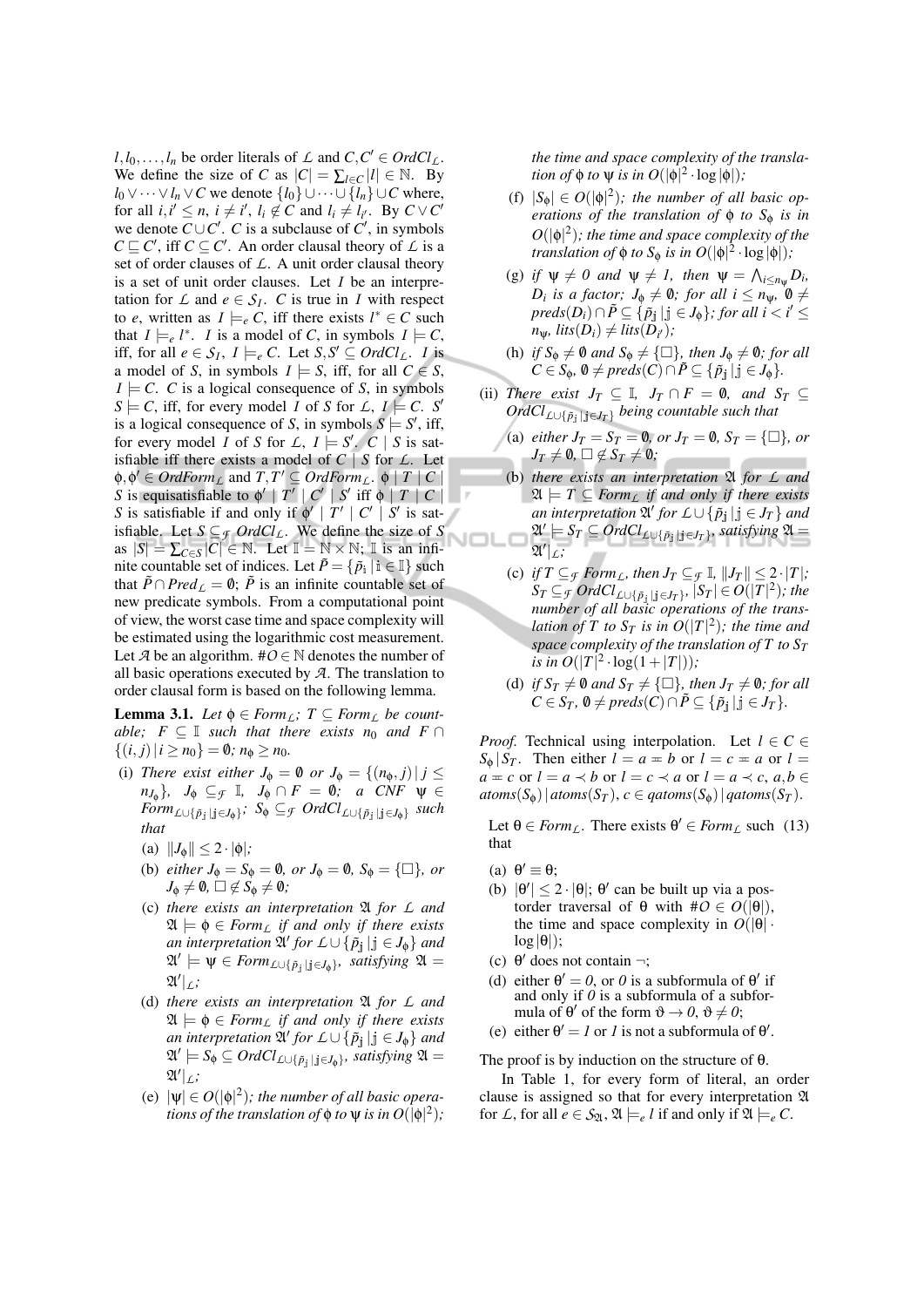$l, l_0, \dots, l_n$ be order literals of $\mathcal{L}$ and $C, C' \in OrdCl_{\mathcal{L}}$. We define the size of $C$ as $|C| = \sum_{l \in C} |l| \in \mathbb{N}$. By $l_0 \vee \cdots \vee l_n \vee C$ we denote $\{l_0\} \cup \cdots \cup \{l_n\} \cup C$ where, for all $i, i' \leq n$, $i \neq i'$, $l_i \notin C$ and $l_i \neq l_{i'}$. By $C \vee C'$ we denote $C \cup C'$. $C$ is a subclause of $C'$, in symbols $C \sqsubseteq C'$, iff $C \subseteq C'$. An order clausal theory of $\mathcal{L}$ is a set of order clauses of $\mathcal{L}$. A unit order clausal theory is a set of unit order clauses. Let $I$ be an interpretation for $\mathcal{L}$ and $e \in \mathcal{S}_I$. $C$ is true in $I$ with respect to $e$, written as $I \models_e C$, iff there exists $l^* \in C$ such that $I \models_e l^*$. $I$ is a model of $C$, in symbols $I \models C$, iff, for all $e \in \mathcal{S}_I$, $I \models_e C$. Let $S, S' \subseteq OrdCl_{\mathcal{L}}$. $I$ is a model of $S$, in symbols $I \models S$, iff, for all $C \in S$, $I \models C$. $C$ is a logical consequence of $S$, in symbols $S \models C$, iff, for every model $I$ of $S$ for $\mathcal{L}$, $I \models C$. $S'$ is a logical consequence of $S$, in symbols $S \models S'$, iff, for every model $I$ of $S$ for $\mathcal{L}$, $I \models S'$. $C \mid S$ is satisfiable iff there exists a model of $C \mid S$ for $\mathcal{L}$. Let $\phi, \phi' \in OrdForm_{\mathcal{L}}$ and $T, T' \subseteq OrdForm_{\mathcal{L}}$. $\phi \mid T \mid C \mid S$ is equisatisfiable to $\phi' \mid T' \mid C' \mid S'$ iff $\phi \mid T \mid C \mid S$ is satisfiable if and only if $\phi' \mid T' \mid C' \mid S'$ is satisfiable. Let $S \subseteq_{\mathcal{F}} OrdCl_{\mathcal{L}}$. We define the size of $S$ as $|S| = \sum_{C \in S} |C| \in \mathbb{N}$. Let $\mathbb{I} = \mathbb{N} \times \mathbb{N}$; $\mathbb{I}$ is an infinite countable set of indices. Let $\tilde{P} = \{\tilde{p}_{\mathbb{i}} \mid \mathbb{i} \in \mathbb{I}\}$ such that $\tilde{P} \cap Pred_{\mathcal{L}} = \emptyset$; $\tilde{P}$ is an infinite countable set of new predicate symbols. From a computational point of view, the worst case time and space complexity will be estimated using the logarithmic cost measurement. Let $\mathcal{A}$ be an algorithm. $\#O \in \mathbb{N}$ denotes the number of all basic operations executed by $\mathcal{A}$. The translation to order clausal form is based on the following lemma.

**Lemma 3.1.** *Let $\phi \in Form_{\mathcal{L}}$; $T \subseteq Form_{\mathcal{L}}$ be countable; $F \subseteq \mathbb{I}$ such that there exists $n_0$ and $F \cap \{(i, j) \mid i \geq n_0\} = \emptyset$; $n_\phi \geq n_0$.*

(i) *There exist either $J_\phi = \emptyset$ or $J_\phi = \{(n_\phi, j) \mid j \leq n_{J_\phi}\}$, $J_\phi \subseteq_{\mathcal{F}} \mathbb{I}$, $J_\phi \cap F = \emptyset$; a CNF $\psi \in Form_{\mathcal{L} \cup \{\tilde{p}_{\mathbb{j}} \mid \mathbb{j} \in J_\phi\}}$; $S_\phi \subseteq_{\mathcal{F}} OrdCl_{\mathcal{L} \cup \{\tilde{p}_{\mathbb{j}} \mid \mathbb{j} \in J_\phi\}}$ such that*
   - (a) *$\|J_\phi\| \leq 2 \cdot |\phi|$;*
   - (b) *either $J_\phi = S_\phi = \emptyset$, or $J_\phi = \emptyset$, $S_\phi = \{\square\}$, or $J_\phi \neq \emptyset$, $\square \notin S_\phi \neq \emptyset$;*
   - (c) *there exists an interpretation $\mathfrak{A}$ for $\mathcal{L}$ and $\mathfrak{A} \models \phi \in Form_{\mathcal{L}}$ if and only if there exists an interpretation $\mathfrak{A}'$ for $\mathcal{L} \cup \{\tilde{p}_{\mathbb{j}} \mid \mathbb{j} \in J_\phi\}$ and $\mathfrak{A}' \models \psi \in Form_{\mathcal{L} \cup \{\tilde{p}_{\mathbb{j}} \mid \mathbb{j} \in J_\phi\}}$, satisfying $\mathfrak{A} = \mathfrak{A}'|_{\mathcal{L}}$;*
   - (d) *there exists an interpretation $\mathfrak{A}$ for $\mathcal{L}$ and $\mathfrak{A} \models \phi \in Form_{\mathcal{L}}$ if and only if there exists an interpretation $\mathfrak{A}'$ for $\mathcal{L} \cup \{\tilde{p}_{\mathbb{j}} \mid \mathbb{j} \in J_\phi\}$ and $\mathfrak{A}' \models S_\phi \subseteq OrdCl_{\mathcal{L} \cup \{\tilde{p}_{\mathbb{j}} \mid \mathbb{j} \in J_\phi\}}$, satisfying $\mathfrak{A} = \mathfrak{A}'|_{\mathcal{L}}$;*
   - (e) *$|\psi| \in O(|\phi|^2)$; the number of all basic operations of the translation of $\phi$ to $\psi$ is in $O(|\phi|^2)$; the time and space complexity of the translation of $\phi$ to $\psi$ is in $O(|\phi|^2 \cdot \log |\phi|)$;*
   - (f) *$|S_\phi| \in O(|\phi|^2)$; the number of all basic operations of the translation of $\phi$ to $S_\phi$ is in $O(|\phi|^2)$; the time and space complexity of the translation of $\phi$ to $S_\phi$ is in $O(|\phi|^2 \cdot \log |\phi|)$;*
   - (g) *if $\psi \neq 0$ and $\psi \neq 1$, then $\psi = \bigwedge_{i \leq n_\psi} D_i$, $D_i$ is a factor; $J_\phi \neq \emptyset$; for all $i \leq n_\psi$, $\emptyset \neq preds(D_i) \cap \tilde{P} \subseteq \{\tilde{p}_{\mathbb{j}} \mid \mathbb{j} \in J_\phi\}$; for all $i < i' \leq n_\psi$, $lits(D_i) \neq lits(D_{i'})$;*
   - (h) *if $S_\phi \neq \emptyset$ and $S_\phi \neq \{\square\}$, then $J_\phi \neq \emptyset$; for all $C \in S_\phi$, $\emptyset \neq preds(C) \cap \tilde{P} \subseteq \{\tilde{p}_{\mathbb{j}} \mid \mathbb{j} \in J_\phi\}$.*

(ii) *There exist $J_T \subseteq \mathbb{I}$, $J_T \cap F = \emptyset$, and $S_T \subseteq OrdCl_{\mathcal{L} \cup \{\tilde{p}_{\mathbb{j}} \mid \mathbb{j} \in J_T\}}$ being countable such that*
   - (a) *either $J_T = S_T = \emptyset$, or $J_T = \emptyset$, $S_T = \{\square\}$, or $J_T \neq \emptyset$, $\square \notin S_T \neq \emptyset$;*
   - (b) *there exists an interpretation $\mathfrak{A}$ for $\mathcal{L}$ and $\mathfrak{A} \models T \subseteq Form_{\mathcal{L}}$ if and only if there exists an interpretation $\mathfrak{A}'$ for $\mathcal{L} \cup \{\tilde{p}_{\mathbb{j}} \mid \mathbb{j} \in J_T\}$ and $\mathfrak{A}' \models S_T \subseteq OrdCl_{\mathcal{L} \cup \{\tilde{p}_{\mathbb{j}} \mid \mathbb{j} \in J_T\}}$, satisfying $\mathfrak{A} = \mathfrak{A}'|_{\mathcal{L}}$;*
   - (c) *if $T \subseteq_{\mathcal{F}} Form_{\mathcal{L}}$, then $J_T \subseteq_{\mathcal{F}} \mathbb{I}$, $\|J_T\| \leq 2 \cdot |T|$; $S_T \subseteq_{\mathcal{F}} OrdCl_{\mathcal{L} \cup \{\tilde{p}_{\mathbb{j}} \mid \mathbb{j} \in J_T\}}$, $|S_T| \in O(|T|^2)$; the number of all basic operations of the translation of $T$ to $S_T$ is in $O(|T|^2)$; the time and space complexity of the translation of $T$ to $S_T$ is in $O(|T|^2 \cdot \log(1 + |T|))$;*
   - (d) *if $S_T \neq \emptyset$ and $S_T \neq \{\square\}$, then $J_T \neq \emptyset$; for all $C \in S_T$, $\emptyset \neq preds(C) \cap \tilde{P} \subseteq \{\tilde{p}_{\mathbb{j}} \mid \mathbb{j} \in J_T\}$.*

*Proof.* Technical using interpolation. Let $l \in C \in S_\phi \mid S_T$. Then either $l = a \eqcirc b$ or $l = c \eqcirc a$ or $l = a \eqcirc c$ or $l = a \prec b$ or $l = c \prec a$ or $l = a \prec c$, $a, b \in atoms(S_\phi) \mid atoms(S_T)$, $c \in qatoms(S_\phi) \mid qatoms(S_T)$.

Let $\theta \in Form_{\mathcal{L}}$. There exists $\theta' \in Form_{\mathcal{L}}$ such that (13)

- (a) $\theta' \equiv \theta$;
- (b) $|\theta'| \leq 2 \cdot |\theta|$; $\theta'$ can be built up via a postorder traversal of $\theta$ with $\#O \in O(|\theta|)$, the time and space complexity in $O(|\theta| \cdot \log |\theta|)$;
- (c) $\theta'$ does not contain $\neg$;
- (d) either $\theta' = 0$, or $0$ is a subformula of $\theta'$ if and only if $0$ is a subformula of a subformula of $\theta'$ of the form $\vartheta \rightarrow 0$, $\vartheta \neq 0$;
- (e) either $\theta' = 1$ or $1$ is not a subformula of $\theta'$.

The proof is by induction on the structure of $\theta$.

In Table 1, for every form of literal, an order clause is assigned so that for every interpretation $\mathfrak{A}$ for $\mathcal{L}$, for all $e \in \mathcal{S}_{\mathfrak{A}}$, $\mathfrak{A} \models_e l$ if and only if $\mathfrak{A} \models_e C$.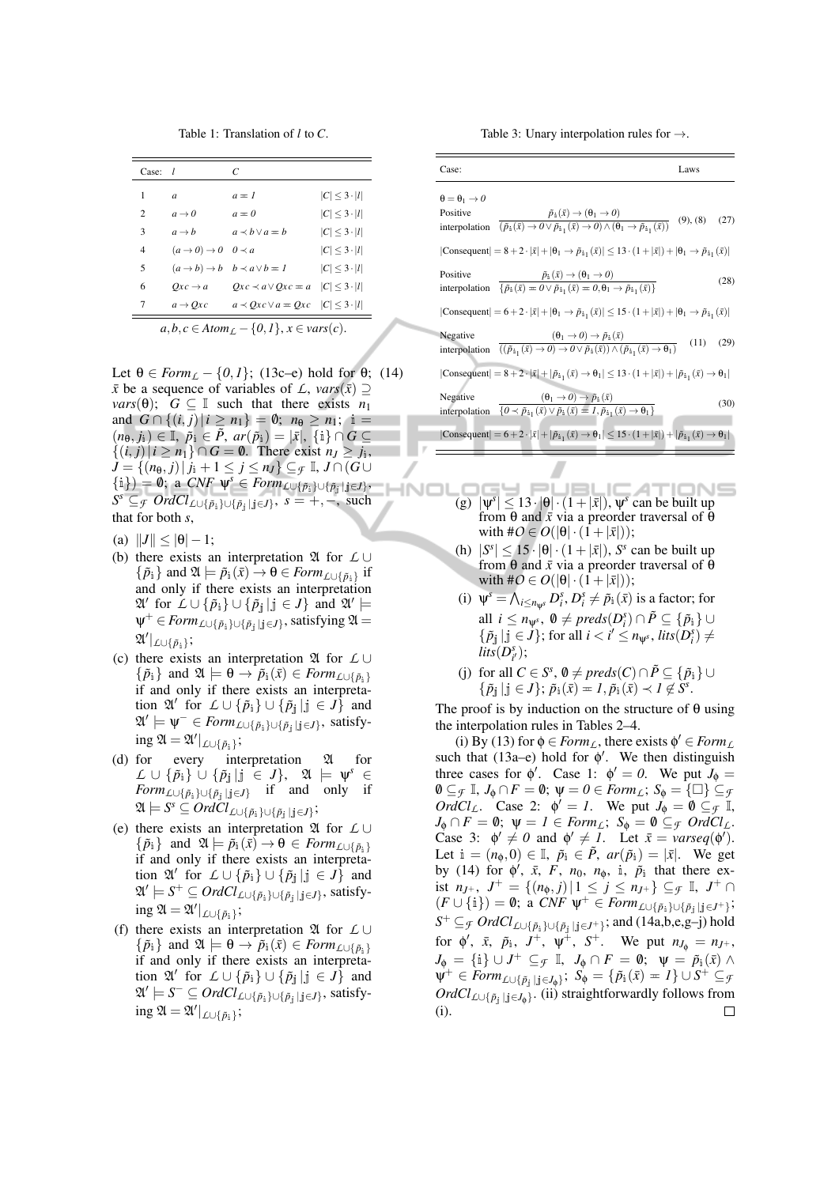Table 1: Translation of $l$ to $C$.

| Case: | $l$ | $C$ | |
|---|---|---|---|
| 1 | $a$ | $a = 1$ | $\lvert C\rvert \leq 3 \cdot \lvert l\rvert$ |
| 2 | $a \rightarrow 0$ | $a = 0$ | $\lvert C\rvert \leq 3 \cdot \lvert l\rvert$ |
| 3 | $a \rightarrow b$ | $a \prec b \vee a = b$ | $\lvert C\rvert \leq 3 \cdot \lvert l\rvert$ |
| 4 | $(a \rightarrow 0) \rightarrow 0$ | $0 \prec a$ | $\lvert C\rvert \leq 3 \cdot \lvert l\rvert$ |
| 5 | $(a \rightarrow b) \rightarrow b$ | $b \prec a \vee b = 1$ | $\lvert C\rvert \leq 3 \cdot \lvert l\rvert$ |
| 6 | $Qxc \rightarrow a$ | $Qxc \prec a \vee Qxc = a$ | $\lvert C\rvert \leq 3 \cdot \lvert l\rvert$ |
| 7 | $a \rightarrow Qxc$ | $a \prec Qxc \vee a = Qxc$ | $\lvert C\rvert \leq 3 \cdot \lvert l\rvert$ |

$a, b, c \in Atom_{\mathcal{L}} - \{0, 1\}$, $x \in vars(c)$.

Let $\theta \in Form_{\mathcal{L}} - \{0,1\}$; (13c–e) hold for $\theta$; (14) $\bar{x}$ be a sequence of variables of $\mathcal{L}$, $vars(\bar{x}) \supseteq vars(\theta)$; $G \subseteq \mathbb{I}$ such that there exists $n_1$ and $G \cap \{(i,j) \mid i \geq n_1\} = \emptyset$; $n_\theta \geq n_1$; $\mathtt{i} = (n_\theta, j_\mathtt{i}) \in \mathbb{I}$, $\tilde{p}_\mathtt{i} \in \tilde{P}$, $ar(\tilde{p}_\mathtt{i}) = |\bar{x}|$, $\{\mathtt{i}\} \cap G \subseteq \{(i,j) \mid i \geq n_1\} \cap G = \emptyset$. There exist $n_J \geq j_\mathtt{i}$, $J = \{(n_\theta, j) \mid j_\mathtt{i} + 1 \leq j \leq n_J\} \subseteq_{\mathcal{F}} \mathbb{I}$, $J \cap (G \cup \{\mathtt{i}\}) = \emptyset$; a *CNF* $\psi^s \in Form_{\mathcal{L} \cup \{\tilde{p}_\mathtt{i}\} \cup \{\tilde{p}_\mathtt{j} \mid \mathtt{j} \in J\}}$, $S^s \subseteq_{\mathcal{F}} OrdCl_{\mathcal{L} \cup \{\tilde{p}_\mathtt{i}\} \cup \{\tilde{p}_\mathtt{j} \mid \mathtt{j} \in J\}}$, $s = +, -$, such that for both $s$,

(a) $\|J\| \leq |\theta| - 1$;

(b) there exists an interpretation $\mathfrak{A}$ for $\mathcal{L} \cup \{\tilde{p}_\mathtt{i}\}$ and $\mathfrak{A} \models \tilde{p}_\mathtt{i}(\bar{x}) \rightarrow \theta \in Form_{\mathcal{L} \cup \{\tilde{p}_\mathtt{i}\}}$ if and only if there exists an interpretation $\mathfrak{A}'$ for $\mathcal{L} \cup \{\tilde{p}_\mathtt{i}\} \cup \{\tilde{p}_\mathtt{j} \mid \mathtt{j} \in J\}$ and $\mathfrak{A}' \models \psi^+ \in Form_{\mathcal{L} \cup \{\tilde{p}_\mathtt{i}\} \cup \{\tilde{p}_\mathtt{j} \mid \mathtt{j} \in J\}}$, satisfying $\mathfrak{A} = \mathfrak{A}'|_{\mathcal{L} \cup \{\tilde{p}_\mathtt{i}\}}$;

(c) there exists an interpretation $\mathfrak{A}$ for $\mathcal{L} \cup \{\tilde{p}_\mathtt{i}\}$ and $\mathfrak{A} \models \theta \rightarrow \tilde{p}_\mathtt{i}(\bar{x}) \in Form_{\mathcal{L} \cup \{\tilde{p}_\mathtt{i}\}}$ if and only if there exists an interpretation $\mathfrak{A}'$ for $\mathcal{L} \cup \{\tilde{p}_\mathtt{i}\} \cup \{\tilde{p}_\mathtt{j} \mid \mathtt{j} \in J\}$ and $\mathfrak{A}' \models \psi^- \in Form_{\mathcal{L} \cup \{\tilde{p}_\mathtt{i}\} \cup \{\tilde{p}_\mathtt{j} \mid \mathtt{j} \in J\}}$, satisfying $\mathfrak{A} = \mathfrak{A}'|_{\mathcal{L} \cup \{\tilde{p}_\mathtt{i}\}}$;

(d) for every interpretation $\mathfrak{A}$ for $\mathcal{L} \cup \{\tilde{p}_\mathtt{i}\} \cup \{\tilde{p}_\mathtt{j} \mid \mathtt{j} \in J\}$, $\mathfrak{A} \models \psi^s \in Form_{\mathcal{L} \cup \{\tilde{p}_\mathtt{i}\} \cup \{\tilde{p}_\mathtt{j} \mid \mathtt{j} \in J\}}$ if and only if $\mathfrak{A} \models S^s \subseteq OrdCl_{\mathcal{L} \cup \{\tilde{p}_\mathtt{i}\} \cup \{\tilde{p}_\mathtt{j} \mid \mathtt{j} \in J\}}$;

(e) there exists an interpretation $\mathfrak{A}$ for $\mathcal{L} \cup \{\tilde{p}_\mathtt{i}\}$ and $\mathfrak{A} \models \tilde{p}_\mathtt{i}(\bar{x}) \rightarrow \theta \in Form_{\mathcal{L} \cup \{\tilde{p}_\mathtt{i}\}}$ if and only if there exists an interpretation $\mathfrak{A}'$ for $\mathcal{L} \cup \{\tilde{p}_\mathtt{i}\} \cup \{\tilde{p}_\mathtt{j} \mid \mathtt{j} \in J\}$ and $\mathfrak{A}' \models S^+ \subseteq OrdCl_{\mathcal{L} \cup \{\tilde{p}_\mathtt{i}\} \cup \{\tilde{p}_\mathtt{j} \mid \mathtt{j} \in J\}}$, satisfying $\mathfrak{A} = \mathfrak{A}'|_{\mathcal{L} \cup \{\tilde{p}_\mathtt{i}\}}$;

(f) there exists an interpretation $\mathfrak{A}$ for $\mathcal{L} \cup \{\tilde{p}_\mathtt{i}\}$ and $\mathfrak{A} \models \theta \rightarrow \tilde{p}_\mathtt{i}(\bar{x}) \in Form_{\mathcal{L} \cup \{\tilde{p}_\mathtt{i}\}}$ if and only if there exists an interpretation $\mathfrak{A}'$ for $\mathcal{L} \cup \{\tilde{p}_\mathtt{i}\} \cup \{\tilde{p}_\mathtt{j} \mid \mathtt{j} \in J\}$ and $\mathfrak{A}' \models S^- \subseteq OrdCl_{\mathcal{L} \cup \{\tilde{p}_\mathtt{i}\} \cup \{\tilde{p}_\mathtt{j} \mid \mathtt{j} \in J\}}$, satisfying $\mathfrak{A} = \mathfrak{A}'|_{\mathcal{L} \cup \{\tilde{p}_\mathtt{i}\}}$;

Table 3: Unary interpolation rules for $\rightarrow$.

| Case: | | Laws | |
|---|---|---|---|
| $\theta = \theta_1 \rightarrow 0$ | | | |
| Positive interpolation | $\dfrac{\tilde{p}_\mathtt{i}(\bar{x}) \rightarrow (\theta_1 \rightarrow 0)}{(\tilde{p}_\mathtt{i}(\bar{x}) \rightarrow 0 \vee \tilde{p}_{\mathtt{i}_1}(\bar{x}) \rightarrow 0) \wedge (\theta_1 \rightarrow \tilde{p}_{\mathtt{i}_1}(\bar{x}))}$ | (9), (8) | (27) |
| $\lvert\text{Consequent}\rvert = 8 + 2 \cdot \lvert\bar{x}\rvert + \lvert\theta_1 \rightarrow \tilde{p}_{\mathtt{i}_1}(\bar{x})\rvert \leq 13 \cdot (1 + \lvert\bar{x}\rvert) + \lvert\theta_1 \rightarrow \tilde{p}_{\mathtt{i}_1}(\bar{x})\rvert$ | | | |
| Positive interpolation | $\dfrac{\tilde{p}_\mathtt{i}(\bar{x}) \rightarrow (\theta_1 \rightarrow 0)}{\{\tilde{p}_\mathtt{i}(\bar{x}) = 0 \vee \tilde{p}_{\mathtt{i}_1}(\bar{x}) = 0, \theta_1 \rightarrow \tilde{p}_{\mathtt{i}_1}(\bar{x})\}}$ | | (28) |
| $\lvert\text{Consequent}\rvert = 6 + 2 \cdot \lvert\bar{x}\rvert + \lvert\theta_1 \rightarrow \tilde{p}_{\mathtt{i}_1}(\bar{x})\rvert \leq 15 \cdot (1 + \lvert\bar{x}\rvert) + \lvert\theta_1 \rightarrow \tilde{p}_{\mathtt{i}_1}(\bar{x})\rvert$ | | | |
| Negative interpolation | $\dfrac{(\theta_1 \rightarrow 0) \rightarrow \tilde{p}_\mathtt{i}(\bar{x})}{((\tilde{p}_{\mathtt{i}_1}(\bar{x}) \rightarrow 0) \rightarrow 0 \vee \tilde{p}_\mathtt{i}(\bar{x})) \wedge (\tilde{p}_{\mathtt{i}_1}(\bar{x}) \rightarrow \theta_1)}$ | (11) | (29) |
| $\lvert\text{Consequent}\rvert = 8 + 2 \cdot \lvert\bar{x}\rvert + \lvert\tilde{p}_{\mathtt{i}_1}(\bar{x}) \rightarrow \theta_1\rvert \leq 13 \cdot (1 + \lvert\bar{x}\rvert) + \lvert\tilde{p}_{\mathtt{i}_1}(\bar{x}) \rightarrow \theta_1\rvert$ | | | |
| Negative interpolation | $\dfrac{(\theta_1 \rightarrow 0) \rightarrow \tilde{p}_\mathtt{i}(\bar{x})}{\{0 \prec \tilde{p}_{\mathtt{i}_1}(\bar{x}) \vee \tilde{p}_\mathtt{i}(\bar{x}) = 1, \tilde{p}_{\mathtt{i}_1}(\bar{x}) \rightarrow \theta_1\}}$ | | (30) |
| $\lvert\text{Consequent}\rvert = 6 + 2 \cdot \lvert\bar{x}\rvert + \lvert\tilde{p}_{\mathtt{i}_1}(\bar{x}) \rightarrow \theta_1\rvert \leq 15 \cdot (1 + \lvert\bar{x}\rvert) + \lvert\tilde{p}_{\mathtt{i}_1}(\bar{x}) \rightarrow \theta_1\rvert$ | | | |

(g) $|\psi^s| \leq 13 \cdot |\theta| \cdot (1 + |\bar{x}|)$, $\psi^s$ can be built up from $\theta$ and $\bar{x}$ via a preorder traversal of $\theta$ with $\#O \in O(|\theta| \cdot (1 + |\bar{x}|))$;

(h) $|S^s| \leq 15 \cdot |\theta| \cdot (1 + |\bar{x}|)$, $S^s$ can be built up from $\theta$ and $\bar{x}$ via a preorder traversal of $\theta$ with $\#O \in O(|\theta| \cdot (1 + |\bar{x}|))$;

(i) $\psi^s = \bigwedge_{i \leq n_{\psi^s}} D_i^s$, $D_i^s \neq \tilde{p}_\mathtt{i}(\bar{x})$ is a factor; for all $i \leq n_{\psi^s}$, $\emptyset \neq preds(D_i^s) \cap \tilde{P} \subseteq \{\tilde{p}_\mathtt{i}\} \cup \{\tilde{p}_\mathtt{j} \mid \mathtt{j} \in J\}$; for all $i < i' \leq n_{\psi^s}$, $lits(D_i^s) \neq lits(D_{i'}^s)$;

(j) for all $C \in S^s$, $\emptyset \neq preds(C) \cap \tilde{P} \subseteq \{\tilde{p}_\mathtt{i}\} \cup \{\tilde{p}_\mathtt{j} \mid \mathtt{j} \in J\}$; $\tilde{p}_\mathtt{i}(\bar{x}) = 1, \tilde{p}_\mathtt{i}(\bar{x}) \prec 1 \notin S^s$.

The proof is by induction on the structure of $\theta$ using the interpolation rules in Tables 2–4.

(i) By (13) for $\phi \in Form_{\mathcal{L}}$, there exists $\phi' \in Form_{\mathcal{L}}$ such that (13a–e) hold for $\phi'$. We then distinguish three cases for $\phi'$. Case 1: $\phi' = 0$. We put $J_\phi = \emptyset \subseteq_{\mathcal{F}} \mathbb{I}$, $J_\phi \cap F = \emptyset$; $\psi = 0 \in Form_{\mathcal{L}}$; $S_\phi = \{\Box\} \subseteq_{\mathcal{F}} OrdCl_{\mathcal{L}}$. Case 2: $\phi' = 1$. We put $J_\phi = \emptyset \subseteq_{\mathcal{F}} \mathbb{I}$, $J_\phi \cap F = \emptyset$; $\psi = 1 \in Form_{\mathcal{L}}$; $S_\phi = \emptyset \subseteq_{\mathcal{F}} OrdCl_{\mathcal{L}}$. Case 3: $\phi' \neq 0$ and $\phi' \neq 1$. Let $\bar{x} = varseq(\phi')$. Let $\mathtt{i} = (n_\phi, 0) \in \mathbb{I}$, $\tilde{p}_\mathtt{i} \in \tilde{P}$, $ar(\tilde{p}_\mathtt{i}) = |\bar{x}|$. We get by (14) for $\phi'$, $\bar{x}$, $F$, $n_0$, $n_\phi$, $\mathtt{i}$, $\tilde{p}_\mathtt{i}$ that there exist $n_{J^+}$, $J^+ = \{(n_\phi, j) \mid 1 \leq j \leq n_{J^+}\} \subseteq_{\mathcal{F}} \mathbb{I}$, $J^+ \cap (F \cup \{\mathtt{i}\}) = \emptyset$; a *CNF* $\psi^+ \in Form_{\mathcal{L} \cup \{\tilde{p}_\mathtt{i}\} \cup \{\tilde{p}_\mathtt{j} \mid \mathtt{j} \in J^+\}}$; $S^+ \subseteq_{\mathcal{F}} OrdCl_{\mathcal{L} \cup \{\tilde{p}_\mathtt{i}\} \cup \{\tilde{p}_\mathtt{j} \mid \mathtt{j} \in J^+\}}$; and (14a,b,e,g–j) hold for $\phi'$, $\bar{x}$, $\tilde{p}_\mathtt{i}$, $J^+$, $\psi^+$, $S^+$. We put $n_{J_\phi} = n_{J^+}$, $J_\phi = \{\mathtt{i}\} \cup J^+ \subseteq_{\mathcal{F}} \mathbb{I}$, $J_\phi \cap F = \emptyset$; $\psi = \tilde{p}_\mathtt{i}(\bar{x}) \wedge \psi^+ \in Form_{\mathcal{L} \cup \{\tilde{p}_\mathtt{j} \mid \mathtt{j} \in J_\phi\}}$; $S_\phi = \{\tilde{p}_\mathtt{i}(\bar{x}) = 1\} \cup S^+ \subseteq_{\mathcal{F}} OrdCl_{\mathcal{L} \cup \{\tilde{p}_\mathtt{j} \mid \mathtt{j} \in J_\phi\}}$. (ii) straightforwardly follows from (i). $\square$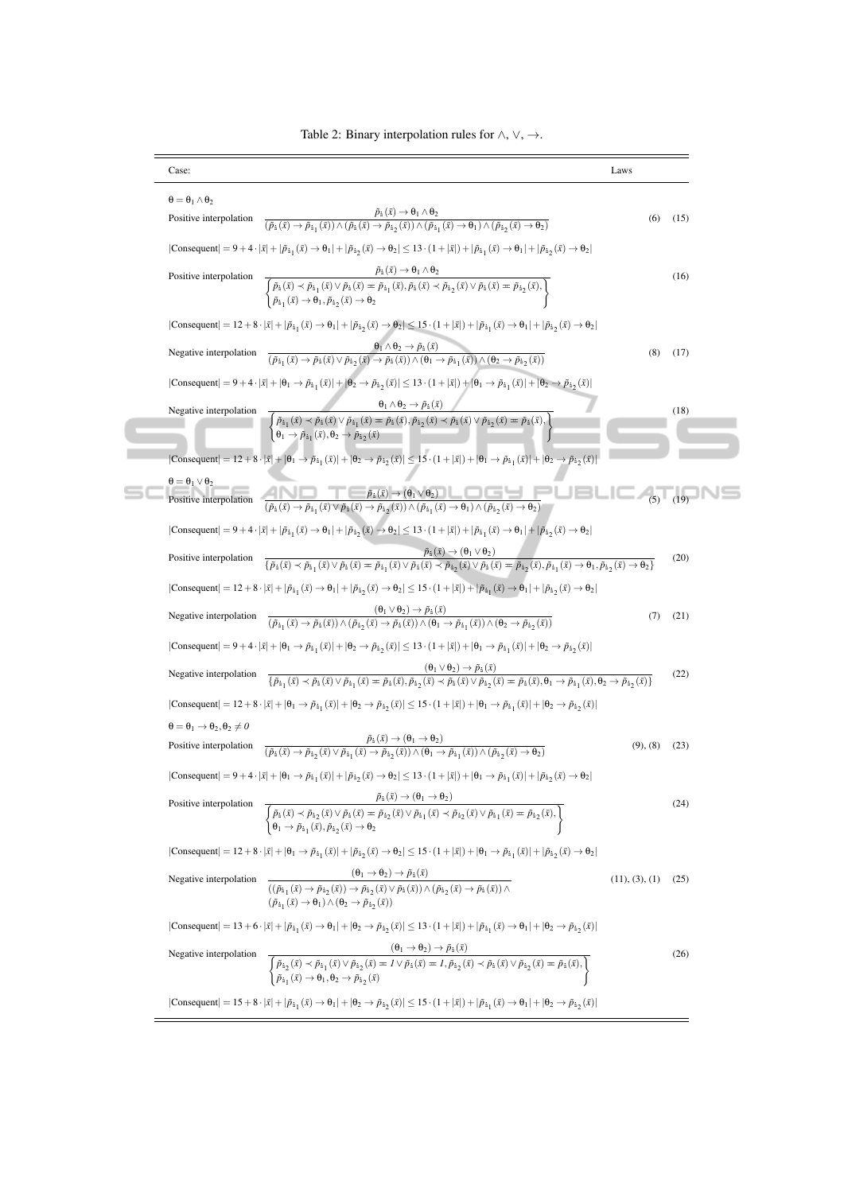Table 2: Binary interpolation rules for $\wedge$, $\vee$, $\rightarrow$.

| Case: | | Laws | |
|---|---|---|---|
| $\theta = \theta_1 \wedge \theta_2$ | | | |
| Positive interpolation | $\dfrac{\tilde{p}_{\dot{\imath}}(\bar{x}) \rightarrow \theta_1 \wedge \theta_2}{(\tilde{p}_{\dot{\imath}}(\bar{x}) \rightarrow \tilde{p}_{\dot{\imath}_1}(\bar{x})) \wedge (\tilde{p}_{\dot{\imath}}(\bar{x}) \rightarrow \tilde{p}_{\dot{\imath}_2}(\bar{x})) \wedge (\tilde{p}_{\dot{\imath}_1}(\bar{x}) \rightarrow \theta_1) \wedge (\tilde{p}_{\dot{\imath}_2}(\bar{x}) \rightarrow \theta_2)}$ | (6) | (15) |
| $\lvert\text{Consequent}\rvert = 9 + 4 \cdot \lvert\bar{x}\rvert + \lvert\tilde{p}_{\dot{\imath}_1}(\bar{x}) \rightarrow \theta_1\rvert + \lvert\tilde{p}_{\dot{\imath}_2}(\bar{x}) \rightarrow \theta_2\rvert \leq 13 \cdot (1 + \lvert\bar{x}\rvert) + \lvert\tilde{p}_{\dot{\imath}_1}(\bar{x}) \rightarrow \theta_1\rvert + \lvert\tilde{p}_{\dot{\imath}_2}(\bar{x}) \rightarrow \theta_2\rvert$ | | | |
| Positive interpolation | $\dfrac{\tilde{p}_{\dot{\imath}}(\bar{x}) \rightarrow \theta_1 \wedge \theta_2}{\left\{\begin{array}{l}\tilde{p}_{\dot{\imath}}(\bar{x}) \prec \tilde{p}_{\dot{\imath}_1}(\bar{x}) \vee \tilde{p}_{\dot{\imath}}(\bar{x}) = \tilde{p}_{\dot{\imath}_1}(\bar{x}), \tilde{p}_{\dot{\imath}}(\bar{x}) \prec \tilde{p}_{\dot{\imath}_2}(\bar{x}) \vee \tilde{p}_{\dot{\imath}}(\bar{x}) = \tilde{p}_{\dot{\imath}_2}(\bar{x}),\\ \tilde{p}_{\dot{\imath}_1}(\bar{x}) \rightarrow \theta_1, \tilde{p}_{\dot{\imath}_2}(\bar{x}) \rightarrow \theta_2\end{array}\right\}}$ | | (16) |
| $\lvert\text{Consequent}\rvert = 12 + 8 \cdot \lvert\bar{x}\rvert + \lvert\tilde{p}_{\dot{\imath}_1}(\bar{x}) \rightarrow \theta_1\rvert + \lvert\tilde{p}_{\dot{\imath}_2}(\bar{x}) \rightarrow \theta_2\rvert \leq 15 \cdot (1 + \lvert\bar{x}\rvert) + \lvert\tilde{p}_{\dot{\imath}_1}(\bar{x}) \rightarrow \theta_1\rvert + \lvert\tilde{p}_{\dot{\imath}_2}(\bar{x}) \rightarrow \theta_2\rvert$ | | | |
| Negative interpolation | $\dfrac{\theta_1 \wedge \theta_2 \rightarrow \tilde{p}_{\dot{\imath}}(\bar{x})}{(\tilde{p}_{\dot{\imath}_1}(\bar{x}) \rightarrow \tilde{p}_{\dot{\imath}}(\bar{x}) \vee \tilde{p}_{\dot{\imath}_2}(\bar{x}) \rightarrow \tilde{p}_{\dot{\imath}}(\bar{x})) \wedge (\theta_1 \rightarrow \tilde{p}_{\dot{\imath}_1}(\bar{x})) \wedge (\theta_2 \rightarrow \tilde{p}_{\dot{\imath}_2}(\bar{x}))}$ | (8) | (17) |
| $\lvert\text{Consequent}\rvert = 9 + 4 \cdot \lvert\bar{x}\rvert + \lvert\theta_1 \rightarrow \tilde{p}_{\dot{\imath}_1}(\bar{x})\rvert + \lvert\theta_2 \rightarrow \tilde{p}_{\dot{\imath}_2}(\bar{x})\rvert \leq 13 \cdot (1 + \lvert\bar{x}\rvert) + \lvert\theta_1 \rightarrow \tilde{p}_{\dot{\imath}_1}(\bar{x})\rvert + \lvert\theta_2 \rightarrow \tilde{p}_{\dot{\imath}_2}(\bar{x})\rvert$ | | | |
| Negative interpolation | $\dfrac{\theta_1 \wedge \theta_2 \rightarrow \tilde{p}_{\dot{\imath}}(\bar{x})}{\left\{\begin{array}{l}\tilde{p}_{\dot{\imath}_1}(\bar{x}) \prec \tilde{p}_{\dot{\imath}}(\bar{x}) \vee \tilde{p}_{\dot{\imath}_1}(\bar{x}) = \tilde{p}_{\dot{\imath}}(\bar{x}), \tilde{p}_{\dot{\imath}_2}(\bar{x}) \prec \tilde{p}_{\dot{\imath}}(\bar{x}) \vee \tilde{p}_{\dot{\imath}_2}(\bar{x}) = \tilde{p}_{\dot{\imath}}(\bar{x}),\\ \theta_1 \rightarrow \tilde{p}_{\dot{\imath}_1}(\bar{x}), \theta_2 \rightarrow \tilde{p}_{\dot{\imath}_2}(\bar{x})\end{array}\right\}}$ | | (18) |
| $\lvert\text{Consequent}\rvert = 12 + 8 \cdot \lvert\bar{x}\rvert + \lvert\theta_1 \rightarrow \tilde{p}_{\dot{\imath}_1}(\bar{x})\rvert + \lvert\theta_2 \rightarrow \tilde{p}_{\dot{\imath}_2}(\bar{x})\rvert \leq 15 \cdot (1 + \lvert\bar{x}\rvert) + \lvert\theta_1 \rightarrow \tilde{p}_{\dot{\imath}_1}(\bar{x})\rvert + \lvert\theta_2 \rightarrow \tilde{p}_{\dot{\imath}_2}(\bar{x})\rvert$ | | | |
| $\theta = \theta_1 \vee \theta_2$ | | | |
| Positive interpolation | $\dfrac{\tilde{p}_{\dot{\imath}}(\bar{x}) \rightarrow (\theta_1 \vee \theta_2)}{(\tilde{p}_{\dot{\imath}}(\bar{x}) \rightarrow \tilde{p}_{\dot{\imath}_1}(\bar{x}) \vee \tilde{p}_{\dot{\imath}}(\bar{x}) \rightarrow \tilde{p}_{\dot{\imath}_2}(\bar{x})) \wedge (\tilde{p}_{\dot{\imath}_1}(\bar{x}) \rightarrow \theta_1) \wedge (\tilde{p}_{\dot{\imath}_2}(\bar{x}) \rightarrow \theta_2)}$ | (5) | (19) |
| $\lvert\text{Consequent}\rvert = 9 + 4 \cdot \lvert\bar{x}\rvert + \lvert\tilde{p}_{\dot{\imath}_1}(\bar{x}) \rightarrow \theta_1\rvert + \lvert\tilde{p}_{\dot{\imath}_2}(\bar{x}) \rightarrow \theta_2\rvert \leq 13 \cdot (1 + \lvert\bar{x}\rvert) + \lvert\tilde{p}_{\dot{\imath}_1}(\bar{x}) \rightarrow \theta_1\rvert + \lvert\tilde{p}_{\dot{\imath}_2}(\bar{x}) \rightarrow \theta_2\rvert$ | | | |
| Positive interpolation | $\dfrac{\tilde{p}_{\dot{\imath}}(\bar{x}) \rightarrow (\theta_1 \vee \theta_2)}{\{\tilde{p}_{\dot{\imath}}(\bar{x}) \prec \tilde{p}_{\dot{\imath}_1}(\bar{x}) \vee \tilde{p}_{\dot{\imath}}(\bar{x}) = \tilde{p}_{\dot{\imath}_1}(\bar{x}) \vee \tilde{p}_{\dot{\imath}}(\bar{x}) \prec \tilde{p}_{\dot{\imath}_2}(\bar{x}) \vee \tilde{p}_{\dot{\imath}}(\bar{x}) = \tilde{p}_{\dot{\imath}_2}(\bar{x}), \tilde{p}_{\dot{\imath}_1}(\bar{x}) \rightarrow \theta_1, \tilde{p}_{\dot{\imath}_2}(\bar{x}) \rightarrow \theta_2\}}$ | | (20) |
| $\lvert\text{Consequent}\rvert = 12 + 8 \cdot \lvert\bar{x}\rvert + \lvert\tilde{p}_{\dot{\imath}_1}(\bar{x}) \rightarrow \theta_1\rvert + \lvert\tilde{p}_{\dot{\imath}_2}(\bar{x}) \rightarrow \theta_2\rvert \leq 15 \cdot (1 + \lvert\bar{x}\rvert) + \lvert\tilde{p}_{\dot{\imath}_1}(\bar{x}) \rightarrow \theta_1\rvert + \lvert\tilde{p}_{\dot{\imath}_2}(\bar{x}) \rightarrow \theta_2\rvert$ | | | |
| Negative interpolation | $\dfrac{(\theta_1 \vee \theta_2) \rightarrow \tilde{p}_{\dot{\imath}}(\bar{x})}{(\tilde{p}_{\dot{\imath}_1}(\bar{x}) \rightarrow \tilde{p}_{\dot{\imath}}(\bar{x})) \wedge (\tilde{p}_{\dot{\imath}_2}(\bar{x}) \rightarrow \tilde{p}_{\dot{\imath}}(\bar{x})) \wedge (\theta_1 \rightarrow \tilde{p}_{\dot{\imath}_1}(\bar{x})) \wedge (\theta_2 \rightarrow \tilde{p}_{\dot{\imath}_2}(\bar{x}))}$ | (7) | (21) |
| $\lvert\text{Consequent}\rvert = 9 + 4 \cdot \lvert\bar{x}\rvert + \lvert\theta_1 \rightarrow \tilde{p}_{\dot{\imath}_1}(\bar{x})\rvert + \lvert\theta_2 \rightarrow \tilde{p}_{\dot{\imath}_2}(\bar{x})\rvert \leq 13 \cdot (1 + \lvert\bar{x}\rvert) + \lvert\theta_1 \rightarrow \tilde{p}_{\dot{\imath}_1}(\bar{x})\rvert + \lvert\theta_2 \rightarrow \tilde{p}_{\dot{\imath}_2}(\bar{x})\rvert$ | | | |
| Negative interpolation | $\dfrac{(\theta_1 \vee \theta_2) \rightarrow \tilde{p}_{\dot{\imath}}(\bar{x})}{\{\tilde{p}_{\dot{\imath}_1}(\bar{x}) \prec \tilde{p}_{\dot{\imath}}(\bar{x}) \vee \tilde{p}_{\dot{\imath}_1}(\bar{x}) = \tilde{p}_{\dot{\imath}}(\bar{x}), \tilde{p}_{\dot{\imath}_2}(\bar{x}) \prec \tilde{p}_{\dot{\imath}}(\bar{x}) \vee \tilde{p}_{\dot{\imath}_2}(\bar{x}) = \tilde{p}_{\dot{\imath}}(\bar{x}), \theta_1 \rightarrow \tilde{p}_{\dot{\imath}_1}(\bar{x}), \theta_2 \rightarrow \tilde{p}_{\dot{\imath}_2}(\bar{x})\}}$ | | (22) |
| $\lvert\text{Consequent}\rvert = 12 + 8 \cdot \lvert\bar{x}\rvert + \lvert\theta_1 \rightarrow \tilde{p}_{\dot{\imath}_1}(\bar{x})\rvert + \lvert\theta_2 \rightarrow \tilde{p}_{\dot{\imath}_2}(\bar{x})\rvert \leq 15 \cdot (1 + \lvert\bar{x}\rvert) + \lvert\theta_1 \rightarrow \tilde{p}_{\dot{\imath}_1}(\bar{x})\rvert + \lvert\theta_2 \rightarrow \tilde{p}_{\dot{\imath}_2}(\bar{x})\rvert$ | | | |
| $\theta = \theta_1 \rightarrow \theta_2, \theta_2 \neq 0$ | | | |
| Positive interpolation | $\dfrac{\tilde{p}_{\dot{\imath}}(\bar{x}) \rightarrow (\theta_1 \rightarrow \theta_2)}{(\tilde{p}_{\dot{\imath}}(\bar{x}) \rightarrow \tilde{p}_{\dot{\imath}_2}(\bar{x}) \vee \tilde{p}_{\dot{\imath}_1}(\bar{x}) \rightarrow \tilde{p}_{\dot{\imath}_2}(\bar{x})) \wedge (\theta_1 \rightarrow \tilde{p}_{\dot{\imath}_1}(\bar{x})) \wedge (\tilde{p}_{\dot{\imath}_2}(\bar{x}) \rightarrow \theta_2)}$ | (9), (8) | (23) |
| $\lvert\text{Consequent}\rvert = 9 + 4 \cdot \lvert\bar{x}\rvert + \lvert\theta_1 \rightarrow \tilde{p}_{\dot{\imath}_1}(\bar{x})\rvert + \lvert\tilde{p}_{\dot{\imath}_2}(\bar{x}) \rightarrow \theta_2\rvert \leq 13 \cdot (1 + \lvert\bar{x}\rvert) + \lvert\theta_1 \rightarrow \tilde{p}_{\dot{\imath}_1}(\bar{x})\rvert + \lvert\tilde{p}_{\dot{\imath}_2}(\bar{x}) \rightarrow \theta_2\rvert$ | | | |
| Positive interpolation | $\dfrac{\tilde{p}_{\dot{\imath}}(\bar{x}) \rightarrow (\theta_1 \rightarrow \theta_2)}{\left\{\begin{array}{l}\tilde{p}_{\dot{\imath}}(\bar{x}) \prec \tilde{p}_{\dot{\imath}_2}(\bar{x}) \vee \tilde{p}_{\dot{\imath}}(\bar{x}) = \tilde{p}_{\dot{\imath}_2}(\bar{x}) \vee \tilde{p}_{\dot{\imath}_1}(\bar{x}) \prec \tilde{p}_{\dot{\imath}_2}(\bar{x}) \vee \tilde{p}_{\dot{\imath}_1}(\bar{x}) = \tilde{p}_{\dot{\imath}_2}(\bar{x}),\\ \theta_1 \rightarrow \tilde{p}_{\dot{\imath}_1}(\bar{x}), \tilde{p}_{\dot{\imath}_2}(\bar{x}) \rightarrow \theta_2\end{array}\right\}}$ | | (24) |
| $\lvert\text{Consequent}\rvert = 12 + 8 \cdot \lvert\bar{x}\rvert + \lvert\theta_1 \rightarrow \tilde{p}_{\dot{\imath}_1}(\bar{x})\rvert + \lvert\tilde{p}_{\dot{\imath}_2}(\bar{x}) \rightarrow \theta_2\rvert \leq 15 \cdot (1 + \lvert\bar{x}\rvert) + \lvert\theta_1 \rightarrow \tilde{p}_{\dot{\imath}_1}(\bar{x})\rvert + \lvert\tilde{p}_{\dot{\imath}_2}(\bar{x}) \rightarrow \theta_2\rvert$ | | | |
| Negative interpolation | $\dfrac{(\theta_1 \rightarrow \theta_2) \rightarrow \tilde{p}_{\dot{\imath}}(\bar{x})}{\begin{array}{l}((\tilde{p}_{\dot{\imath}_1}(\bar{x}) \rightarrow \tilde{p}_{\dot{\imath}_2}(\bar{x})) \rightarrow \tilde{p}_{\dot{\imath}_2}(\bar{x}) \vee \tilde{p}_{\dot{\imath}}(\bar{x})) \wedge (\tilde{p}_{\dot{\imath}_2}(\bar{x}) \rightarrow \tilde{p}_{\dot{\imath}}(\bar{x})) \wedge\\ (\tilde{p}_{\dot{\imath}_1}(\bar{x}) \rightarrow \theta_1) \wedge (\theta_2 \rightarrow \tilde{p}_{\dot{\imath}_2}(\bar{x}))\end{array}}$ | (11), (3), (1) | (25) |
| $\lvert\text{Consequent}\rvert = 13 + 6 \cdot \lvert\bar{x}\rvert + \lvert\tilde{p}_{\dot{\imath}_1}(\bar{x}) \rightarrow \theta_1\rvert + \lvert\theta_2 \rightarrow \tilde{p}_{\dot{\imath}_2}(\bar{x})\rvert \leq 13 \cdot (1 + \lvert\bar{x}\rvert) + \lvert\tilde{p}_{\dot{\imath}_1}(\bar{x}) \rightarrow \theta_1\rvert + \lvert\theta_2 \rightarrow \tilde{p}_{\dot{\imath}_2}(\bar{x})\rvert$ | | | |
| Negative interpolation | $\dfrac{(\theta_1 \rightarrow \theta_2) \rightarrow \tilde{p}_{\dot{\imath}}(\bar{x})}{\left\{\begin{array}{l}\tilde{p}_{\dot{\imath}_2}(\bar{x}) \prec \tilde{p}_{\dot{\imath}_1}(\bar{x}) \vee \tilde{p}_{\dot{\imath}_2}(\bar{x}) = 1 \vee \tilde{p}_{\dot{\imath}}(\bar{x}) = 1, \tilde{p}_{\dot{\imath}_2}(\bar{x}) \prec \tilde{p}_{\dot{\imath}}(\bar{x}) \vee \tilde{p}_{\dot{\imath}_2}(\bar{x}) = \tilde{p}_{\dot{\imath}}(\bar{x}),\\ \tilde{p}_{\dot{\imath}_1}(\bar{x}) \rightarrow \theta_1, \theta_2 \rightarrow \tilde{p}_{\dot{\imath}_2}(\bar{x})\end{array}\right\}}$ | | (26) |
| $\lvert\text{Consequent}\rvert = 15 + 8 \cdot \lvert\bar{x}\rvert + \lvert\tilde{p}_{\dot{\imath}_1}(\bar{x}) \rightarrow \theta_1\rvert + \lvert\theta_2 \rightarrow \tilde{p}_{\dot{\imath}_2}(\bar{x})\rvert \leq 15 \cdot (1 + \lvert\bar{x}\rvert) + \lvert\tilde{p}_{\dot{\imath}_1}(\bar{x}) \rightarrow \theta_1\rvert + \lvert\theta_2 \rightarrow \tilde{p}_{\dot{\imath}_2}(\bar{x})\rvert$ | | | |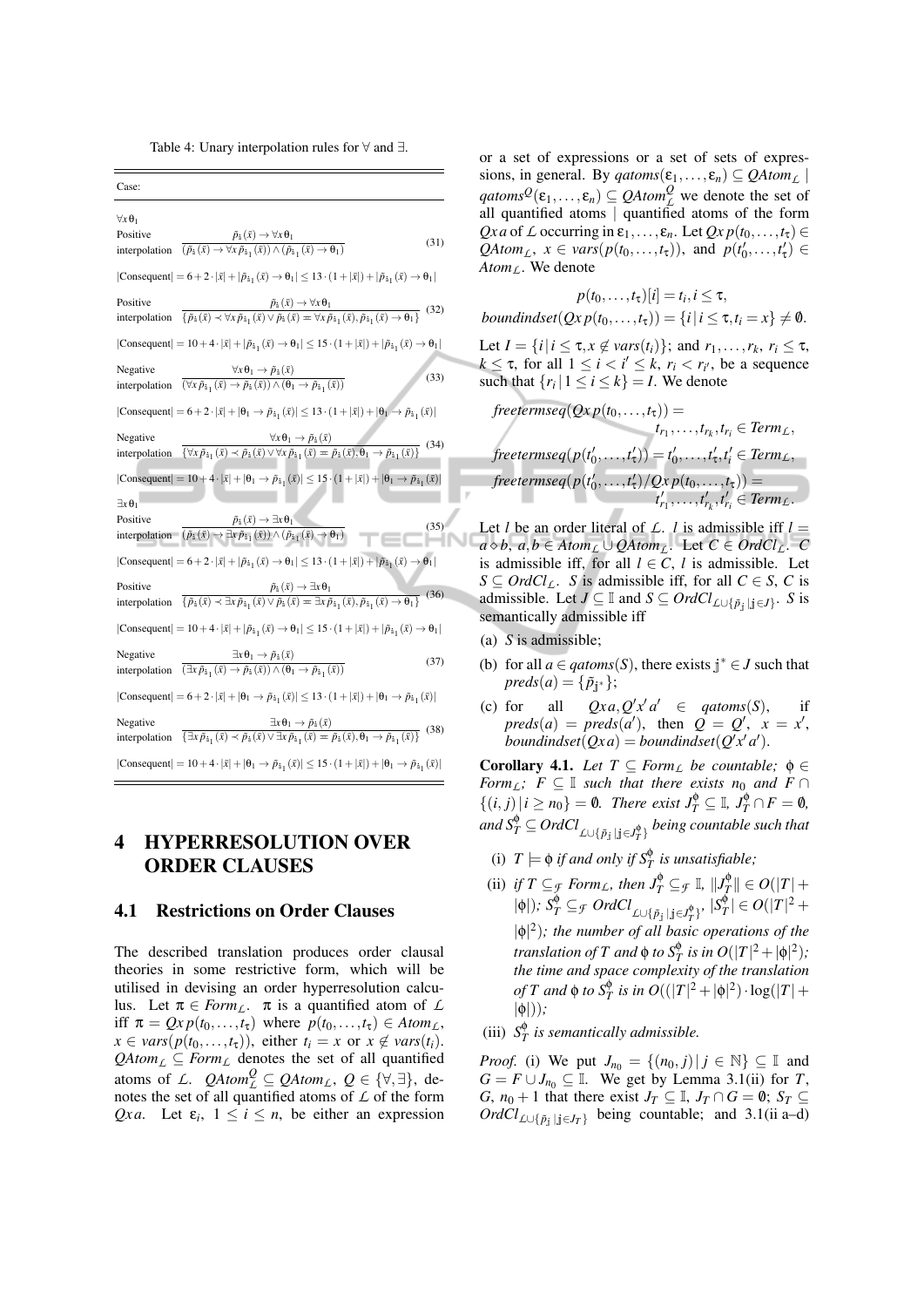Table 4: Unary interpolation rules for $\forall$ and $\exists$.

Case:

$\forall x\, \theta_1$

Positive interpolation
$$\frac{\tilde{p}_{\mathbb{i}}(\bar{x}) \rightarrow \forall x\, \theta_1}{(\tilde{p}_{\mathbb{i}}(\bar{x}) \rightarrow \forall x\, \tilde{p}_{\mathbb{i}_1}(\bar{x})) \wedge (\tilde{p}_{\mathbb{i}_1}(\bar{x}) \rightarrow \theta_1)} \tag{31}$$

$|Consequent| = 6 + 2 \cdot |\bar{x}| + |\tilde{p}_{\mathbb{i}_1}(\bar{x}) \rightarrow \theta_1| \leq 13 \cdot (1 + |\bar{x}|) + |\tilde{p}_{\mathbb{i}_1}(\bar{x}) \rightarrow \theta_1|$

Positive interpolation
$$\frac{\tilde{p}_{\mathbb{i}}(\bar{x}) \rightarrow \forall x\, \theta_1}{\{\tilde{p}_{\mathbb{i}}(\bar{x}) \prec \forall x\, \tilde{p}_{\mathbb{i}_1}(\bar{x}) \vee \tilde{p}_{\mathbb{i}}(\bar{x}) \eqcirc \forall x\, \tilde{p}_{\mathbb{i}_1}(\bar{x}), \tilde{p}_{\mathbb{i}_1}(\bar{x}) \rightarrow \theta_1\}} \tag{32}$$

$|Consequent| = 10 + 4 \cdot |\bar{x}| + |\tilde{p}_{\mathbb{i}_1}(\bar{x}) \rightarrow \theta_1| \leq 15 \cdot (1 + |\bar{x}|) + |\tilde{p}_{\mathbb{i}_1}(\bar{x}) \rightarrow \theta_1|$

Negative interpolation
$$\frac{\forall x\, \theta_1 \rightarrow \tilde{p}_{\mathbb{i}}(\bar{x})}{(\forall x\, \tilde{p}_{\mathbb{i}_1}(\bar{x}) \rightarrow \tilde{p}_{\mathbb{i}}(\bar{x})) \wedge (\theta_1 \rightarrow \tilde{p}_{\mathbb{i}_1}(\bar{x}))} \tag{33}$$

$|Consequent| = 6 + 2 \cdot |\bar{x}| + |\theta_1 \rightarrow \tilde{p}_{\mathbb{i}_1}(\bar{x})| \leq 13 \cdot (1 + |\bar{x}|) + |\theta_1 \rightarrow \tilde{p}_{\mathbb{i}_1}(\bar{x})|$

Negative interpolation
$$\frac{\forall x\, \theta_1 \rightarrow \tilde{p}_{\mathbb{i}}(\bar{x})}{\{\forall x\, \tilde{p}_{\mathbb{i}_1}(\bar{x}) \prec \tilde{p}_{\mathbb{i}}(\bar{x}) \vee \forall x\, \tilde{p}_{\mathbb{i}_1}(\bar{x}) \eqcirc \tilde{p}_{\mathbb{i}}(\bar{x}), \theta_1 \rightarrow \tilde{p}_{\mathbb{i}_1}(\bar{x})\}} \tag{34}$$

$|Consequent| = 10 + 4 \cdot |\bar{x}| + |\theta_1 \rightarrow \tilde{p}_{\mathbb{i}_1}(\bar{x})| \leq 15 \cdot (1 + |\bar{x}|) + |\theta_1 \rightarrow \tilde{p}_{\mathbb{i}_1}(\bar{x})|$

$\exists x\, \theta_1$

Positive interpolation
$$\frac{\tilde{p}_{\mathbb{i}}(\bar{x}) \rightarrow \exists x\, \theta_1}{(\tilde{p}_{\mathbb{i}}(\bar{x}) \rightarrow \exists x\, \tilde{p}_{\mathbb{i}_1}(\bar{x})) \wedge (\tilde{p}_{\mathbb{i}_1}(\bar{x}) \rightarrow \theta_1)} \tag{35}$$

$|Consequent| = 6 + 2 \cdot |\bar{x}| + |\tilde{p}_{\mathbb{i}_1}(\bar{x}) \rightarrow \theta_1| \leq 13 \cdot (1 + |\bar{x}|) + |\tilde{p}_{\mathbb{i}_1}(\bar{x}) \rightarrow \theta_1|$

Positive interpolation
$$\frac{\tilde{p}_{\mathbb{i}}(\bar{x}) \rightarrow \exists x\, \theta_1}{\{\tilde{p}_{\mathbb{i}}(\bar{x}) \prec \exists x\, \tilde{p}_{\mathbb{i}_1}(\bar{x}) \vee \tilde{p}_{\mathbb{i}}(\bar{x}) \eqcirc \exists x\, \tilde{p}_{\mathbb{i}_1}(\bar{x}), \tilde{p}_{\mathbb{i}_1}(\bar{x}) \rightarrow \theta_1\}} \tag{36}$$

$|Consequent| = 10 + 4 \cdot |\bar{x}| + |\tilde{p}_{\mathbb{i}_1}(\bar{x}) \rightarrow \theta_1| \leq 15 \cdot (1 + |\bar{x}|) + |\tilde{p}_{\mathbb{i}_1}(\bar{x}) \rightarrow \theta_1|$

Negative interpolation
$$\frac{\exists x\, \theta_1 \rightarrow \tilde{p}_{\mathbb{i}}(\bar{x})}{(\exists x\, \tilde{p}_{\mathbb{i}_1}(\bar{x}) \rightarrow \tilde{p}_{\mathbb{i}}(\bar{x})) \wedge (\theta_1 \rightarrow \tilde{p}_{\mathbb{i}_1}(\bar{x}))} \tag{37}$$

$|Consequent| = 6 + 2 \cdot |\bar{x}| + |\theta_1 \rightarrow \tilde{p}_{\mathbb{i}_1}(\bar{x})| \leq 13 \cdot (1 + |\bar{x}|) + |\theta_1 \rightarrow \tilde{p}_{\mathbb{i}_1}(\bar{x})|$

Negative interpolation
$$\frac{\exists x\, \theta_1 \rightarrow \tilde{p}_{\mathbb{i}}(\bar{x})}{\{\exists x\, \tilde{p}_{\mathbb{i}_1}(\bar{x}) \prec \tilde{p}_{\mathbb{i}}(\bar{x}) \vee \exists x\, \tilde{p}_{\mathbb{i}_1}(\bar{x}) \eqcirc \tilde{p}_{\mathbb{i}}(\bar{x}), \theta_1 \rightarrow \tilde{p}_{\mathbb{i}_1}(\bar{x})\}} \tag{38}$$

$|Consequent| = 10 + 4 \cdot |\bar{x}| + |\theta_1 \rightarrow \tilde{p}_{\mathbb{i}_1}(\bar{x})| \leq 15 \cdot (1 + |\bar{x}|) + |\theta_1 \rightarrow \tilde{p}_{\mathbb{i}_1}(\bar{x})|$

# 4 HYPERRESOLUTION OVER ORDER CLAUSES

## 4.1 Restrictions on Order Clauses

The described translation produces order clausal theories in some restrictive form, which will be utilised in devising an order hyperresolution calculus. Let $\pi \in Form_{\mathcal{L}}$. $\pi$ is a quantified atom of $\mathcal{L}$ iff $\pi = Qx\, p(t_0, \dots, t_\tau)$ where $p(t_0, \dots, t_\tau) \in Atom_{\mathcal{L}}$, $x \in vars(p(t_0, \dots, t_\tau))$, either $t_i = x$ or $x \not\in vars(t_i)$. $QAtom_{\mathcal{L}} \subseteq Form_{\mathcal{L}}$ denotes the set of all quantified atoms of $\mathcal{L}$. $QAtom^{Q}_{\mathcal{L}} \subseteq QAtom_{\mathcal{L}}$, $Q \in \{\forall, \exists\}$, denotes the set of all quantified atoms of $\mathcal{L}$ of the form $Qxa$. Let $\varepsilon_i$, $1 \leq i \leq n$, be either an expression or a set of expressions or a set of sets of expressions, in general. By $qatoms(\varepsilon_1, \dots, \varepsilon_n) \subseteq QAtom_{\mathcal{L}}$ | $qatoms^{Q}(\varepsilon_1, \dots, \varepsilon_n) \subseteq QAtom^{Q}_{\mathcal{L}}$ we denote the set of all quantified atoms | quantified atoms of the form $Qxa$ of $\mathcal{L}$ occurring in $\varepsilon_1, \dots, \varepsilon_n$. Let $Qx\, p(t_0, \dots, t_\tau) \in QAtom_{\mathcal{L}}$, $x \in vars(p(t_0, \dots, t_\tau))$, and $p(t'_0, \dots, t'_\tau) \in Atom_{\mathcal{L}}$. We denote

$$p(t_0, \dots, t_\tau)[i] = t_i, i \leq \tau,$$

$$boundindset(Qx\, p(t_0, \dots, t_\tau)) = \{i \,|\, i \leq \tau, t_i = x\} \neq \emptyset.$$

Let $I = \{i \,|\, i \leq \tau, x \not\in vars(t_i)\}$; and $r_1, \dots, r_k$, $r_i \leq \tau$, $k \leq \tau$, for all $1 \leq i < i' \leq k$, $r_i < r_{i'}$, be a sequence such that $\{r_i \,|\, 1 \leq i \leq k\} = I$. We denote

$$freetermseq(Qx\, p(t_0, \dots, t_\tau)) = t_{r_1}, \dots, t_{r_k}, t_{r_i} \in Term_{\mathcal{L}},$$

$$freetermseq(p(t'_0, \dots, t'_\tau)) = t'_0, \dots, t'_\tau, t'_i \in Term_{\mathcal{L}},$$

$$freetermseq(p(t'_0, \dots, t'_\tau)/Qx\, p(t_0, \dots, t_\tau)) = t'_{r_1}, \dots, t'_{r_k}, t'_{r_i} \in Term_{\mathcal{L}}.$$

Let $l$ be an order literal of $\mathcal{L}$. $l$ is admissible iff $l = a \diamond b$, $a, b \in Atom_{\mathcal{L}} \cup QAtom_{\mathcal{L}}$. Let $C \in OrdCl_{\mathcal{L}}$. $C$ is admissible iff, for all $l \in C$, $l$ is admissible. Let $S \subseteq OrdCl_{\mathcal{L}}$. $S$ is admissible iff, for all $C \in S$, $C$ is admissible. Let $J \subseteq \mathbb{I}$ and $S \subseteq OrdCl_{\mathcal{L} \cup \{\tilde{p}_{\mathbb{j}} \,|\, \mathbb{j} \in J\}}$. $S$ is semantically admissible iff

(a) $S$ is admissible;

(b) for all $a \in qatoms(S)$, there exists $\mathbb{j}^* \in J$ such that $preds(a) = \{\tilde{p}_{\mathbb{j}^*}\}$;

(c) for all $Qxa, Q'x'a' \in qatoms(S)$, if $preds(a) = preds(a')$, then $Q = Q'$, $x = x'$, $boundindset(Qxa) = boundindset(Q'x'a')$.

**Corollary 4.1.** *Let $T \subseteq Form_{\mathcal{L}}$ be countable; $\phi \in Form_{\mathcal{L}}$; $F \subseteq \mathbb{I}$ such that there exists $n_0$ and $F \cap \{(i, j) \,|\, i \geq n_0\} = \emptyset$. There exist $J^{\phi}_{T} \subseteq \mathbb{I}$, $J^{\phi}_{T} \cap F = \emptyset$, and $S^{\phi}_{T} \subseteq OrdCl_{\mathcal{L} \cup \{\tilde{p}_{\mathbb{j}} \,|\, \mathbb{j} \in J^{\phi}_{T}\}}$ being countable such that*

(i) *$T \models \phi$ if and only if $S^{\phi}_{T}$ is unsatisfiable;*

(ii) *if $T \subseteq_{\mathcal{F}} Form_{\mathcal{L}}$, then $J^{\phi}_{T} \subseteq_{\mathcal{F}} \mathbb{I}$, $\|J^{\phi}_{T}\| \in O(|T| + |\phi|)$; $S^{\phi}_{T} \subseteq_{\mathcal{F}} OrdCl_{\mathcal{L} \cup \{\tilde{p}_{\mathbb{j}} \,|\, \mathbb{j} \in J^{\phi}_{T}\}}$, $|S^{\phi}_{T}| \in O(|T|^2 + |\phi|^2)$; the number of all basic operations of the translation of $T$ and $\phi$ to $S^{\phi}_{T}$ is in $O(|T|^2 + |\phi|^2)$; the time and space complexity of the translation of $T$ and $\phi$ to $S^{\phi}_{T}$ is in $O((|T|^2 + |\phi|^2) \cdot \log(|T| + |\phi|))$;*

(iii) *$S^{\phi}_{T}$ is semantically admissible.*

*Proof.* (i) We put $J_{n_0} = \{(n_0, j) \,|\, j \in \mathbb{N}\} \subseteq \mathbb{I}$ and $G = F \cup J_{n_0} \subseteq \mathbb{I}$. We get by Lemma 3.1(ii) for $T$, $G$, $n_0 + 1$ that there exist $J_T \subseteq \mathbb{I}$, $J_T \cap G = \emptyset$; $S_T \subseteq OrdCl_{\mathcal{L} \cup \{\tilde{p}_{\mathbb{j}} \,|\, \mathbb{j} \in J_T\}}$ being countable; and 3.1(ii a–d)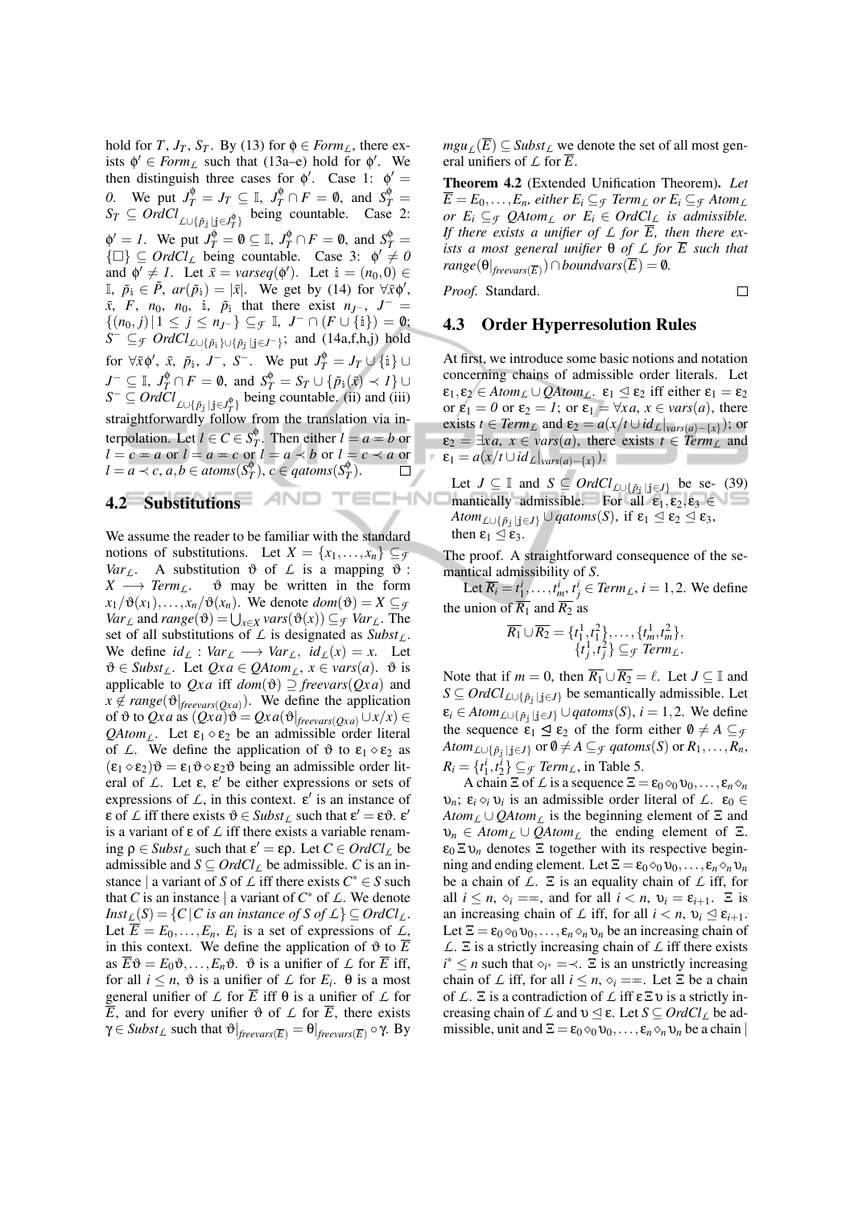hold for $T$, $J_T$, $S_T$. By (13) for $\phi \in Form_{\mathcal{L}}$, there exists $\phi' \in Form_{\mathcal{L}}$ such that (13a–e) hold for $\phi'$. We then distinguish three cases for $\phi'$. Case 1: $\phi' = 0$. We put $J_T^{\phi} = J_T \subseteq \mathbb{I}$, $J_T^{\phi} \cap F = \emptyset$, and $S_T^{\phi} = S_T \subseteq OrdCl_{\mathcal{L} \cup \{\tilde{p}_{\mathbb{j}} \mid \mathbb{j} \in J_T^{\phi}\}}$ being countable. Case 2: $\phi' = 1$. We put $J_T^{\phi} = \emptyset \subseteq \mathbb{I}$, $J_T^{\phi} \cap F = \emptyset$, and $S_T^{\phi} = \{\square\} \subseteq OrdCl_{\mathcal{L}}$ being countable. Case 3: $\phi' \neq 0$ and $\phi' \neq 1$. Let $\bar{x} = varseq(\phi')$. Let $\mathbb{i} = (n_0, 0) \in \mathbb{I}$, $\tilde{p}_{\mathbb{i}} \in \tilde{P}$, $ar(\tilde{p}_{\mathbb{i}}) = |\bar{x}|$. We get by (14) for $\forall \bar{x} \phi'$, $\bar{x}$, $F$, $n_0$, $n_0$, $\mathbb{i}$, $\tilde{p}_{\mathbb{i}}$ that there exist $n_{J^-}$, $J^- = \{(n_0, j) \mid 1 \leq j \leq n_{J^-}\} \subseteq_{\mathcal{F}} \mathbb{I}$, $J^- \cap (F \cup \{\mathbb{i}\}) = \emptyset$; $S^- \subseteq_{\mathcal{F}} OrdCl_{\mathcal{L} \cup \{\tilde{p}_{\mathbb{i}}\} \cup \{\tilde{p}_{\mathbb{j}} \mid \mathbb{j} \in J^-\}}$; and (14a,f,h,j) hold for $\forall \bar{x} \phi'$, $\bar{x}$, $\tilde{p}_{\mathbb{i}}$, $J^-$, $S^-$. We put $J_T^{\phi} = J_T \cup \{\mathbb{i}\} \cup J^- \subseteq \mathbb{I}$, $J_T^{\phi} \cap F = \emptyset$, and $S_T^{\phi} = S_T \cup \{\tilde{p}_{\mathbb{i}}(\bar{x}) \prec 1\} \cup S^- \subseteq OrdCl_{\mathcal{L} \cup \{\tilde{p}_{\mathbb{j}} \mid \mathbb{j} \in J_T^{\phi}\}}$ being countable. (ii) and (iii) straightforwardly follow from the translation via interpolation. Let $l \in C \in S_T^{\phi}$. Then either $l = a \eqsim b$ or $l = c \eqsim a$ or $l = a \eqsim c$ or $l = a \prec b$ or $l = c \prec a$ or $l = a \prec c$, $a, b \in atoms(S_T^{\phi})$, $c \in qatoms(S_T^{\phi})$. $\square$

## 4.2 Substitutions

We assume the reader to be familiar with the standard notions of substitutions. Let $X = \{x_1, \dots, x_n\} \subseteq_{\mathcal{F}} Var_{\mathcal{L}}$. A substitution $\vartheta$ of $\mathcal{L}$ is a mapping $\vartheta : X \longrightarrow Term_{\mathcal{L}}$. $\vartheta$ may be written in the form $x_1/\vartheta(x_1), \dots, x_n/\vartheta(x_n)$. We denote $dom(\vartheta) = X \subseteq_{\mathcal{F}} Var_{\mathcal{L}}$ and $range(\vartheta) = \bigcup_{x \in X} vars(\vartheta(x)) \subseteq_{\mathcal{F}} Var_{\mathcal{L}}$. The set of all substitutions of $\mathcal{L}$ is designated as $Subst_{\mathcal{L}}$. We define $id_{\mathcal{L}} : Var_{\mathcal{L}} \longrightarrow Var_{\mathcal{L}}$, $id_{\mathcal{L}}(x) = x$. Let $\vartheta \in Subst_{\mathcal{L}}$. Let $Qxa \in QAtom_{\mathcal{L}}$, $x \in vars(a)$. $\vartheta$ is applicable to $Qxa$ iff $dom(\vartheta) \supseteq freevars(Qxa)$ and $x \notin range(\vartheta|_{freevars(Qxa)})$. We define the application of $\vartheta$ to $Qxa$ as $(Qxa)\vartheta = Qxa(\vartheta|_{freevars(Qxa)} \cup x/x) \in QAtom_{\mathcal{L}}$. Let $\varepsilon_1 \diamond \varepsilon_2$ be an admissible order literal of $\mathcal{L}$. We define the application of $\vartheta$ to $\varepsilon_1 \diamond \varepsilon_2$ as $(\varepsilon_1 \diamond \varepsilon_2)\vartheta = \varepsilon_1\vartheta \diamond \varepsilon_2\vartheta$ being an admissible order literal of $\mathcal{L}$. Let $\varepsilon$, $\varepsilon'$ be either expressions or sets of expressions of $\mathcal{L}$, in this context. $\varepsilon'$ is an instance of $\varepsilon$ of $\mathcal{L}$ iff there exists $\vartheta \in Subst_{\mathcal{L}}$ such that $\varepsilon' = \varepsilon\vartheta$. $\varepsilon'$ is a variant of $\varepsilon$ of $\mathcal{L}$ iff there exists a variable renaming $\rho \in Subst_{\mathcal{L}}$ such that $\varepsilon' = \varepsilon\rho$. Let $C \in OrdCl_{\mathcal{L}}$ be admissible and $S \subseteq OrdCl_{\mathcal{L}}$ be admissible. $C$ is an instance | a variant of $S$ of $\mathcal{L}$ iff there exists $C^* \in S$ such that $C$ is an instance | a variant of $C^*$ of $\mathcal{L}$. We denote $Inst_{\mathcal{L}}(S) = \{C \mid C \text{ is an instance of } S \text{ of } \mathcal{L}\} \subseteq OrdCl_{\mathcal{L}}$. Let $\overline{E} = E_0, \dots, E_n$, $E_i$ is a set of expressions of $\mathcal{L}$, in this context. We define the application of $\vartheta$ to $\overline{E}$ as $\overline{E}\vartheta = E_0\vartheta, \dots, E_n\vartheta$. $\vartheta$ is a unifier of $\mathcal{L}$ for $\overline{E}$ iff, for all $i \leq n$, $\vartheta$ is a unifier of $\mathcal{L}$ for $E_i$. $\theta$ is a most general unifier of $\mathcal{L}$ for $\overline{E}$ iff $\theta$ is a unifier of $\mathcal{L}$ for $\overline{E}$, and for every unifier $\vartheta$ of $\mathcal{L}$ for $\overline{E}$, there exists $\gamma \in Subst_{\mathcal{L}}$ such that $\vartheta|_{freevars(\overline{E})} = \theta|_{freevars(\overline{E})} \circ \gamma$. By $mgu_{\mathcal{L}}(\overline{E}) \subseteq Subst_{\mathcal{L}}$ we denote the set of all most general unifiers of $\mathcal{L}$ for $\overline{E}$.

**Theorem 4.2** (Extended Unification Theorem)**.** *Let $\overline{E} = E_0, \dots, E_n$, either $E_i \subseteq_{\mathcal{F}} Term_{\mathcal{L}}$ or $E_i \subseteq_{\mathcal{F}} Atom_{\mathcal{L}}$ or $E_i \subseteq_{\mathcal{F}} QAtom_{\mathcal{L}}$ or $E_i \in OrdCl_{\mathcal{L}}$ is admissible. If there exists a unifier of $\mathcal{L}$ for $\overline{E}$, then there exists a most general unifier $\theta$ of $\mathcal{L}$ for $\overline{E}$ such that $range(\theta|_{freevars(\overline{E})}) \cap boundvars(\overline{E}) = \emptyset$.*

*Proof.* Standard. $\square$

## 4.3 Order Hyperresolution Rules

At first, we introduce some basic notions and notation concerning chains of admissible order literals. Let $\varepsilon_1, \varepsilon_2 \in Atom_{\mathcal{L}} \cup QAtom_{\mathcal{L}}$. $\varepsilon_1 \trianglelefteq \varepsilon_2$ iff either $\varepsilon_1 = \varepsilon_2$ or $\varepsilon_1 = 0$ or $\varepsilon_2 = 1$; or $\varepsilon_1 = \forall x a$, $x \in vars(a)$, there exists $t \in Term_{\mathcal{L}}$ and $\varepsilon_2 = a(x/t \cup id_{\mathcal{L}}|_{vars(a)-\{x\}})$; or $\varepsilon_2 = \exists x a$, $x \in vars(a)$, there exists $t \in Term_{\mathcal{L}}$ and $\varepsilon_1 = a(x/t \cup id_{\mathcal{L}}|_{vars(a)-\{x\}})$.

$$\text{Let } J \subseteq \mathbb{I} \text{ and } S \subseteq OrdCl_{\mathcal{L} \cup \{\tilde{p}_{\mathbb{j}} \mid \mathbb{j} \in J\}} \text{ be semantically admissible. For all } \varepsilon_1, \varepsilon_2, \varepsilon_3 \in Atom_{\mathcal{L} \cup \{\tilde{p}_{\mathbb{j}} \mid \mathbb{j} \in J\}} \cup qatoms(S), \text{ if } \varepsilon_1 \trianglelefteq \varepsilon_2 \trianglelefteq \varepsilon_3, \text{ then } \varepsilon_1 \trianglelefteq \varepsilon_3. \tag{39}$$

The proof. A straightforward consequence of the semantical admissibility of $S$.

Let $\overline{R_i} = t_1^i, \dots, t_m^i, t_j^i \in Term_{\mathcal{L}}$, $i = 1, 2$. We define the union of $\overline{R_1}$ and $\overline{R_2}$ as

$$\overline{R_1} \cup \overline{R_2} = \{t_1^1, t_1^2\}, \dots, \{t_m^1, t_m^2\}, \{t_j^1, t_j^2\} \subseteq_{\mathcal{F}} Term_{\mathcal{L}}.$$

Note that if $m = 0$, then $\overline{R_1} \cup \overline{R_2} = \ell$. Let $J \subseteq \mathbb{I}$ and $S \subseteq OrdCl_{\mathcal{L} \cup \{\tilde{p}_{\mathbb{j}} \mid \mathbb{j} \in J\}}$ be semantically admissible. Let $\varepsilon_i \in Atom_{\mathcal{L} \cup \{\tilde{p}_{\mathbb{j}} \mid \mathbb{j} \in J\}} \cup qatoms(S)$, $i = 1, 2$. We define the sequence $\varepsilon_1 \trianglelefteq \varepsilon_2$ of the form either $\emptyset \neq A \subseteq_{\mathcal{F}} Atom_{\mathcal{L} \cup \{\tilde{p}_{\mathbb{j}} \mid \mathbb{j} \in J\}}$ or $\emptyset \neq A \subseteq_{\mathcal{F}} qatoms(S)$ or $R_1, \dots, R_n$, $R_i = \{t_1^i, t_2^i\} \subseteq_{\mathcal{F}} Term_{\mathcal{L}}$, in Table 5.

A chain $\Xi$ of $\mathcal{L}$ is a sequence $\Xi = \varepsilon_0 \diamond_0 \upsilon_0, \dots, \varepsilon_n \diamond_n \upsilon_n$; $\varepsilon_i \diamond_i \upsilon_i$ is an admissible order literal of $\mathcal{L}$. $\varepsilon_0 \in Atom_{\mathcal{L}} \cup QAtom_{\mathcal{L}}$ is the beginning element of $\Xi$ and $\upsilon_n \in Atom_{\mathcal{L}} \cup QAtom_{\mathcal{L}}$ the ending element of $\Xi$. $\varepsilon_0 \Xi \upsilon_n$ denotes $\Xi$ together with its respective beginning and ending element. Let $\Xi = \varepsilon_0 \diamond_0 \upsilon_0, \dots, \varepsilon_n \diamond_n \upsilon_n$ be a chain of $\mathcal{L}$. $\Xi$ is an equality chain of $\mathcal{L}$ iff, for all $i \leq n$, $\diamond_i = \eqsim$, and for all $i < n$, $\upsilon_i = \varepsilon_{i+1}$. $\Xi$ is an increasing chain of $\mathcal{L}$ iff, for all $i < n$, $\upsilon_i \trianglelefteq \varepsilon_{i+1}$. Let $\Xi = \varepsilon_0 \diamond_0 \upsilon_0, \dots, \varepsilon_n \diamond_n \upsilon_n$ be an increasing chain of $\mathcal{L}$. $\Xi$ is a strictly increasing chain of $\mathcal{L}$ iff there exists $i^* \leq n$ such that $\diamond_{i^*} = \prec$. $\Xi$ is an unstrictly increasing chain of $\mathcal{L}$ iff, for all $i \leq n$, $\diamond_i = \eqsim$. Let $\Xi$ be a chain of $\mathcal{L}$. $\Xi$ is a contradiction of $\mathcal{L}$ iff $\varepsilon \Xi \upsilon$ is a strictly increasing chain of $\mathcal{L}$ and $\upsilon \trianglelefteq \varepsilon$. Let $S \subseteq OrdCl_{\mathcal{L}}$ be admissible, unit and $\Xi = \varepsilon_0 \diamond_0 \upsilon_0, \dots, \varepsilon_n \diamond_n \upsilon_n$ be a chain |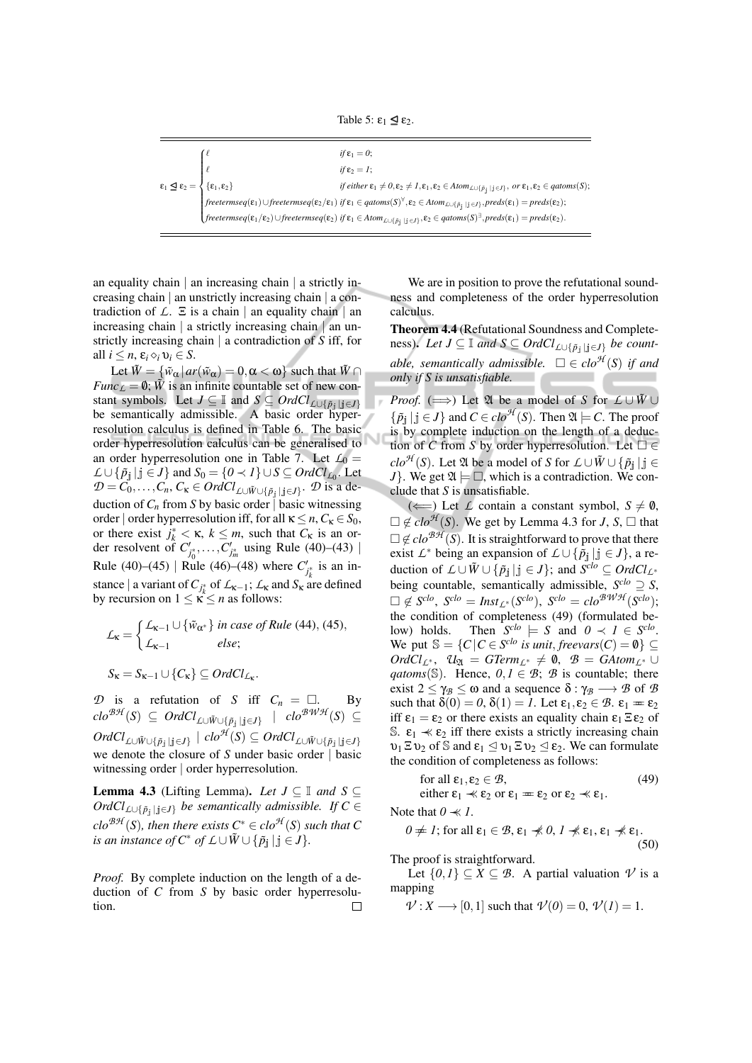Table 5: $\varepsilon_1 \trianglelefteq \varepsilon_2$.

$$
\varepsilon_1 \trianglelefteq \varepsilon_2 = \begin{cases}
\ell & \text{if } \varepsilon_1 = 0; \\
\ell & \text{if } \varepsilon_2 = 1; \\
\{\varepsilon_1, \varepsilon_2\} & \text{if either } \varepsilon_1 \neq 0, \varepsilon_2 \neq 1, \varepsilon_1, \varepsilon_2 \in Atom_{\mathcal{L}\cup\{\tilde{p}_{\mathbb{j}}\,|\,\mathbb{j}\in J\}},\ \text{or } \varepsilon_1, \varepsilon_2 \in qatoms(S); \\
freetermseq(\varepsilon_1) \cup freetermseq(\varepsilon_2/\varepsilon_1) & \text{if } \varepsilon_1 \in qatoms(S)^{\forall}, \varepsilon_2 \in Atom_{\mathcal{L}\cup\{\tilde{p}_{\mathbb{j}}\,|\,\mathbb{j}\in J\}}, preds(\varepsilon_1) = preds(\varepsilon_2); \\
freetermseq(\varepsilon_1/\varepsilon_2) \cup freetermseq(\varepsilon_2) & \text{if } \varepsilon_1 \in Atom_{\mathcal{L}\cup\{\tilde{p}_{\mathbb{j}}\,|\,\mathbb{j}\in J\}}, \varepsilon_2 \in qatoms(S)^{\exists}, preds(\varepsilon_1) = preds(\varepsilon_2).
\end{cases}
$$

an equality chain | an increasing chain | a strictly increasing chain | an unstrictly increasing chain | a contradiction of $\mathcal{L}$. $\Xi$ is a chain | an equality chain | an increasing chain | a strictly increasing chain | an unstrictly increasing chain | a contradiction of $S$ iff, for all $i \leq n$, $\varepsilon_i \diamond_i \upsilon_i \in S$.

Let $\tilde{W} = \{\tilde{w}_\alpha \,|\, ar(\tilde{w}_\alpha) = 0, \alpha < \omega\}$ such that $\tilde{W} \cap Func_{\mathcal{L}} = \emptyset$; $\tilde{W}$ is an infinite countable set of new constant symbols. Let $J \subseteq \mathbb{I}$ and $S \subseteq OrdCl_{\mathcal{L}\cup\{\tilde{p}_{\mathbb{j}}\,|\,\mathbb{j}\in J\}}$ be semantically admissible. A basic order hyperresolution calculus is defined in Table 6. The basic order hyperresolution calculus can be generalised to an order hyperresolution one in Table 7. Let $\mathcal{L}_0 = \mathcal{L} \cup \{\tilde{p}_{\mathbb{j}} \,|\, \mathbb{j} \in J\}$ and $S_0 = \{0 \prec 1\} \cup S \subseteq OrdCl_{\mathcal{L}_0}$. Let $\mathcal{D} = C_0, \dots, C_n$, $C_\kappa \in OrdCl_{\mathcal{L}\cup\tilde{W}\cup\{\tilde{p}_{\mathbb{j}}\,|\,\mathbb{j}\in J\}}$. $\mathcal{D}$ is a deduction of $C_n$ from $S$ by basic order | basic witnessing order | order hyperresolution iff, for all $\kappa \leq n$, $C_\kappa \in S_0$, or there exist $j_k^* < \kappa$, $k \leq m$, such that $C_\kappa$ is an order resolvent of $C'_{j_0^*}, \dots, C'_{j_m^*}$ using Rule (40)–(43) | Rule (40)–(45) | Rule (46)–(48) where $C'_{j_k^*}$ is an instance | a variant of $C_{j_k^*}$ of $\mathcal{L}_{\kappa-1}$; $\mathcal{L}_\kappa$ and $S_\kappa$ are defined by recursion on $1 \leq \kappa \leq n$ as follows:

$$
\mathcal{L}_\kappa = \begin{cases} \mathcal{L}_{\kappa-1} \cup \{\tilde{w}_{\alpha^*}\} & \text{in case of Rule (44), (45),} \\ \mathcal{L}_{\kappa-1} & \text{else;} \end{cases}
$$

$$
S_\kappa = S_{\kappa-1} \cup \{C_\kappa\} \subseteq OrdCl_{\mathcal{L}_\kappa}.
$$

$\mathcal{D}$ is a refutation of $S$ iff $C_n = \square$. By $clo^{\mathcal{BH}}(S) \subseteq OrdCl_{\mathcal{L}\cup\tilde{W}\cup\{\tilde{p}_{\mathbb{j}}\,|\,\mathbb{j}\in J\}}$ | $clo^{\mathcal{BWH}}(S) \subseteq OrdCl_{\mathcal{L}\cup\tilde{W}\cup\{\tilde{p}_{\mathbb{j}}\,|\,\mathbb{j}\in J\}}$ | $clo^{\mathcal{H}}(S) \subseteq OrdCl_{\mathcal{L}\cup\tilde{W}\cup\{\tilde{p}_{\mathbb{j}}\,|\,\mathbb{j}\in J\}}$ we denote the closure of $S$ under basic order | basic witnessing order | order hyperresolution.

**Lemma 4.3** (Lifting Lemma)**.** *Let $J \subseteq \mathbb{I}$ and $S \subseteq OrdCl_{\mathcal{L}\cup\{\tilde{p}_{\mathbb{j}}\,|\,\mathbb{j}\in J\}}$ be semantically admissible. If $C \in clo^{\mathcal{BH}}(S)$, then there exists $C^* \in clo^{\mathcal{H}}(S)$ such that $C$ is an instance of $C^*$ of $\mathcal{L} \cup \tilde{W} \cup \{\tilde{p}_{\mathbb{j}} \,|\, \mathbb{j} \in J\}$.*

*Proof.* By complete induction on the length of a deduction of $C$ from $S$ by basic order hyperresolution. $\square$

We are in position to prove the refutational soundness and completeness of the order hyperresolution calculus.

**Theorem 4.4** (Refutational Soundness and Completeness)**.** *Let $J \subseteq \mathbb{I}$ and $S \subseteq OrdCl_{\mathcal{L}\cup\{\tilde{p}_{\mathbb{j}}\,|\,\mathbb{j}\in J\}}$ be countable, semantically admissible. $\square \in clo^{\mathcal{H}}(S)$ if and only if $S$ is unsatisfiable.*

*Proof.* ($\Longrightarrow$) Let $\mathfrak{A}$ be a model of $S$ for $\mathcal{L} \cup \tilde{W} \cup \{\tilde{p}_{\mathbb{j}} \,|\, \mathbb{j} \in J\}$ and $C \in clo^{\mathcal{H}}(S)$. Then $\mathfrak{A} \models C$. The proof is by complete induction on the length of a deduction of $C$ from $S$ by order hyperresolution. Let $\square \in clo^{\mathcal{H}}(S)$. Let $\mathfrak{A}$ be a model of $S$ for $\mathcal{L} \cup \tilde{W} \cup \{\tilde{p}_{\mathbb{j}} \,|\, \mathbb{j} \in J\}$. We get $\mathfrak{A} \models \square$, which is a contradiction. We conclude that $S$ is unsatisfiable.

($\Longleftarrow$) Let $\mathcal{L}$ contain a constant symbol, $S \neq \emptyset$, $\square \notin clo^{\mathcal{H}}(S)$. We get by Lemma 4.3 for $J$, $S$, $\square$ that $\square \notin clo^{\mathcal{BH}}(S)$. It is straightforward to prove that there exist $\mathcal{L}^*$ being an expansion of $\mathcal{L} \cup \{\tilde{p}_{\mathbb{j}} \,|\, \mathbb{j} \in J\}$, a reduction of $\mathcal{L} \cup \tilde{W} \cup \{\tilde{p}_{\mathbb{j}} \,|\, \mathbb{j} \in J\}$; and $S^{clo} \subseteq OrdCl_{\mathcal{L}^*}$ being countable, semantically admissible, $S^{clo} \supseteq S$, $\square \notin S^{clo}$, $S^{clo} = Inst_{\mathcal{L}^*}(S^{clo})$, $S^{clo} = clo^{\mathcal{BWH}}(S^{clo})$; the condition of completeness (49) (formulated below) holds. Then $S^{clo} \models S$ and $0 \prec 1 \in S^{clo}$. We put $\mathbb{S} = \{C \,|\, C \in S^{clo} \text{ is unit}, freevars(C) = \emptyset\} \subseteq OrdCl_{\mathcal{L}^*}$, $\mathcal{U}_{\mathfrak{A}} = GTerm_{\mathcal{L}^*} \neq \emptyset$, $\mathcal{B} = GAtom_{\mathcal{L}^*} \cup qatoms(\mathbb{S})$. Hence, $0, 1 \in \mathcal{B}$; $\mathcal{B}$ is countable; there exist $2 \leq \gamma_{\mathcal{B}} \leq \omega$ and a sequence $\delta : \gamma_{\mathcal{B}} \longrightarrow \mathcal{B}$ of $\mathcal{B}$ such that $\delta(0) = 0$, $\delta(1) = 1$. Let $\varepsilon_1, \varepsilon_2 \in \mathcal{B}$. $\varepsilon_1 \mathrel{=\!\!=} \varepsilon_2$ iff $\varepsilon_1 = \varepsilon_2$ or there exists an equality chain $\varepsilon_1 \Xi \varepsilon_2$ of $\mathbb{S}$. $\varepsilon_1 \prec\!\!\!\prec \varepsilon_2$ iff there exists a strictly increasing chain $\upsilon_1 \Xi \upsilon_2$ of $\mathbb{S}$ and $\varepsilon_1 \trianglelefteq \upsilon_1 \Xi \upsilon_2 \trianglelefteq \varepsilon_2$. We can formulate the condition of completeness as follows:

$$
\begin{aligned}
&\text{for all } \varepsilon_1, \varepsilon_2 \in \mathcal{B}, \\
&\text{either } \varepsilon_1 \prec\!\!\!\prec \varepsilon_2 \text{ or } \varepsilon_1 \mathrel{=\!\!=} \varepsilon_2 \text{ or } \varepsilon_2 \prec\!\!\!\prec \varepsilon_1.
\end{aligned} \tag{49}
$$

Note that $0 \prec\!\!\!\prec 1$.

$$
0 \neq 1; \text{ for all } \varepsilon_1 \in \mathcal{B}, \varepsilon_1 \not\prec\!\!\!\prec 0,\ 1 \not\prec\!\!\!\prec \varepsilon_1,\ \varepsilon_1 \not\prec\!\!\!\prec \varepsilon_1. \tag{50}
$$

The proof is straightforward.

Let $\{0, 1\} \subseteq X \subseteq \mathcal{B}$. A partial valuation $\mathcal{V}$ is a mapping

$$
\mathcal{V} : X \longrightarrow [0,1] \text{ such that } \mathcal{V}(0) = 0,\ \mathcal{V}(1) = 1.
$$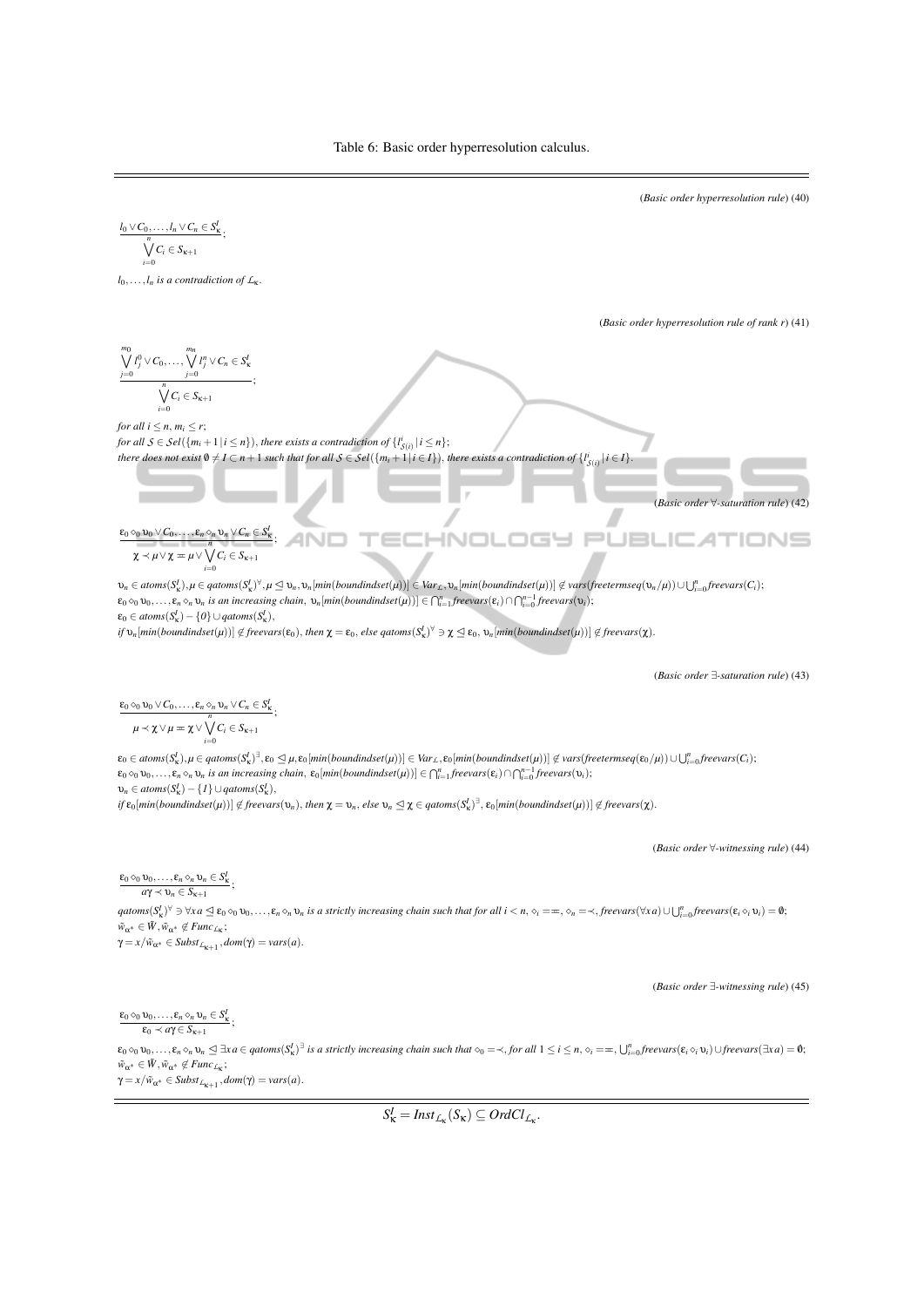Table 6: Basic order hyperresolution calculus.

(*Basic order hyperresolution rule*) (40)

$$\frac{l_0 \vee C_0, \dots, l_n \vee C_n \in S_\kappa^I}{\bigvee_{i=0}^{n} C_i \in S_{\kappa+1}};$$

*$l_0, \dots, l_n$ is a contradiction of $\mathcal{L}_\kappa$.*

(*Basic order hyperresolution rule of rank r*) (41)

$$\frac{\bigvee_{j=0}^{m_0} l_j^0 \vee C_0, \dots, \bigvee_{j=0}^{m_n} l_j^n \vee C_n \in S_\kappa^I}{\bigvee_{i=0}^{n} C_i \in S_{\kappa+1}};$$

*for all $i \leq n$, $m_i \leq r$;*
*for all $\mathcal{S} \in Sel(\{m_i + 1 \mid i \leq n\})$, there exists a contradiction of $\{l_{\mathcal{S}(i)}^i \mid i \leq n\}$;*
*there does not exist $\emptyset \neq I \subset n+1$ such that for all $\mathcal{S} \in Sel(\{m_i + 1 \mid i \in I\})$, there exists a contradiction of $\{l_{\mathcal{S}(i)}^i \mid i \in I\}$.*

(*Basic order $\forall$-saturation rule*) (42)

$$\frac{\varepsilon_0 \diamond_0 \upsilon_0 \vee C_0, \dots, \varepsilon_n \diamond_n \upsilon_n \vee C_n \in S_\kappa^I}{\chi \prec \mu \vee \chi = \mu \vee \bigvee_{i=0}^{n} C_i \in S_{\kappa+1}};$$

$\upsilon_n \in atoms(S_\kappa^I), \mu \in qatoms(S_\kappa^I)^\forall, \mu \trianglelefteq \upsilon_n, \upsilon_n[min(boundindset(\mu))] \in Var_{\mathcal{L}}, \upsilon_n[min(boundindset(\mu))] \not\in vars(freetermseq(\upsilon_n/\mu)) \cup \bigcup_{i=0}^{n} freevars(C_i)$;
$\varepsilon_0 \diamond_0 \upsilon_0, \dots, \varepsilon_n \diamond_n \upsilon_n$ *is an increasing chain*, $\upsilon_n[min(boundindset(\mu))] \in \bigcap_{i=1}^{n} freevars(\varepsilon_i) \cap \bigcap_{i=0}^{n-1} freevars(\upsilon_i)$;
$\varepsilon_0 \in atoms(S_\kappa^I) - \{0\} \cup qatoms(S_\kappa^I)$,
*if* $\upsilon_n[min(boundindset(\mu))] \not\in freevars(\varepsilon_0)$, *then* $\chi = \varepsilon_0$, *else* $qatoms(S_\kappa^I)^\forall \ni \chi \trianglelefteq \varepsilon_0$, $\upsilon_n[min(boundindset(\mu))] \not\in freevars(\chi)$.

(*Basic order $\exists$-saturation rule*) (43)

$$\frac{\varepsilon_0 \diamond_0 \upsilon_0 \vee C_0, \dots, \varepsilon_n \diamond_n \upsilon_n \vee C_n \in S_\kappa^I}{\mu \prec \chi \vee \mu = \chi \vee \bigvee_{i=0}^{n} C_i \in S_{\kappa+1}};$$

$\varepsilon_0 \in atoms(S_\kappa^I), \mu \in qatoms(S_\kappa^I)^\exists, \varepsilon_0 \trianglelefteq \mu, \varepsilon_0[min(boundindset(\mu))] \in Var_{\mathcal{L}}, \varepsilon_0[min(boundindset(\mu))] \not\in vars(freetermseq(\varepsilon_0/\mu)) \cup \bigcup_{i=0}^{n} freevars(C_i)$;
$\varepsilon_0 \diamond_0 \upsilon_0, \dots, \varepsilon_n \diamond_n \upsilon_n$ *is an increasing chain*, $\varepsilon_0[min(boundindset(\mu))] \in \bigcap_{i=1}^{n} freevars(\varepsilon_i) \cap \bigcap_{i=0}^{n-1} freevars(\upsilon_i)$;
$\upsilon_n \in atoms(S_\kappa^I) - \{1\} \cup qatoms(S_\kappa^I)$,
*if* $\varepsilon_0[min(boundindset(\mu))] \not\in freevars(\upsilon_n)$, *then* $\chi = \upsilon_n$, *else* $\upsilon_n \trianglelefteq \chi \in qatoms(S_\kappa^I)^\exists$, $\varepsilon_0[min(boundindset(\mu))] \not\in freevars(\chi)$.

(*Basic order $\forall$-witnessing rule*) (44)

$$\frac{\varepsilon_0 \diamond_0 \upsilon_0, \dots, \varepsilon_n \diamond_n \upsilon_n \in S_\kappa^I}{a\gamma \prec \upsilon_n \in S_{\kappa+1}};$$

$qatoms(S_\kappa^I)^\forall \ni \forall x\, a \trianglelefteq \varepsilon_0 \diamond_0 \upsilon_0, \dots, \varepsilon_n \diamond_n \upsilon_n$ *is a strictly increasing chain such that for all $i < n$, $\diamond_i = \eqsim$, $\diamond_n = \prec$, $freevars(\forall x\, a) \cup \bigcup_{i=0}^{n} freevars(\varepsilon_i \diamond_i \upsilon_i) = \emptyset$;*
$\tilde{w}_{\alpha^*} \in \tilde{W}, \tilde{w}_{\alpha^*} \not\in Func_{\mathcal{L}_\kappa}$;
$\gamma = x/\tilde{w}_{\alpha^*} \in Subst_{\mathcal{L}_{\kappa+1}}, dom(\gamma) = vars(a)$.

(*Basic order $\exists$-witnessing rule*) (45)

$$\frac{\varepsilon_0 \diamond_0 \upsilon_0, \dots, \varepsilon_n \diamond_n \upsilon_n \in S_\kappa^I}{\varepsilon_0 \prec a\gamma \in S_{\kappa+1}};$$

$\varepsilon_0 \diamond_0 \upsilon_0, \dots, \varepsilon_n \diamond_n \upsilon_n \trianglelefteq \exists x\, a \in qatoms(S_\kappa^I)^\exists$ *is a strictly increasing chain such that $\diamond_0 = \prec$, for all $1 \leq i \leq n$, $\diamond_i = \eqsim$, $\bigcup_{i=0}^{n} freevars(\varepsilon_i \diamond_i \upsilon_i) \cup freevars(\exists x\, a) = \emptyset$;*
$\tilde{w}_{\alpha^*} \in \tilde{W}, \tilde{w}_{\alpha^*} \not\in Func_{\mathcal{L}_\kappa}$;
$\gamma = x/\tilde{w}_{\alpha^*} \in Subst_{\mathcal{L}_{\kappa+1}}, dom(\gamma) = vars(a)$.

$$S_\kappa^I = Inst_{\mathcal{L}_\kappa}(S_\kappa) \subseteq OrdCl_{\mathcal{L}_\kappa}.$$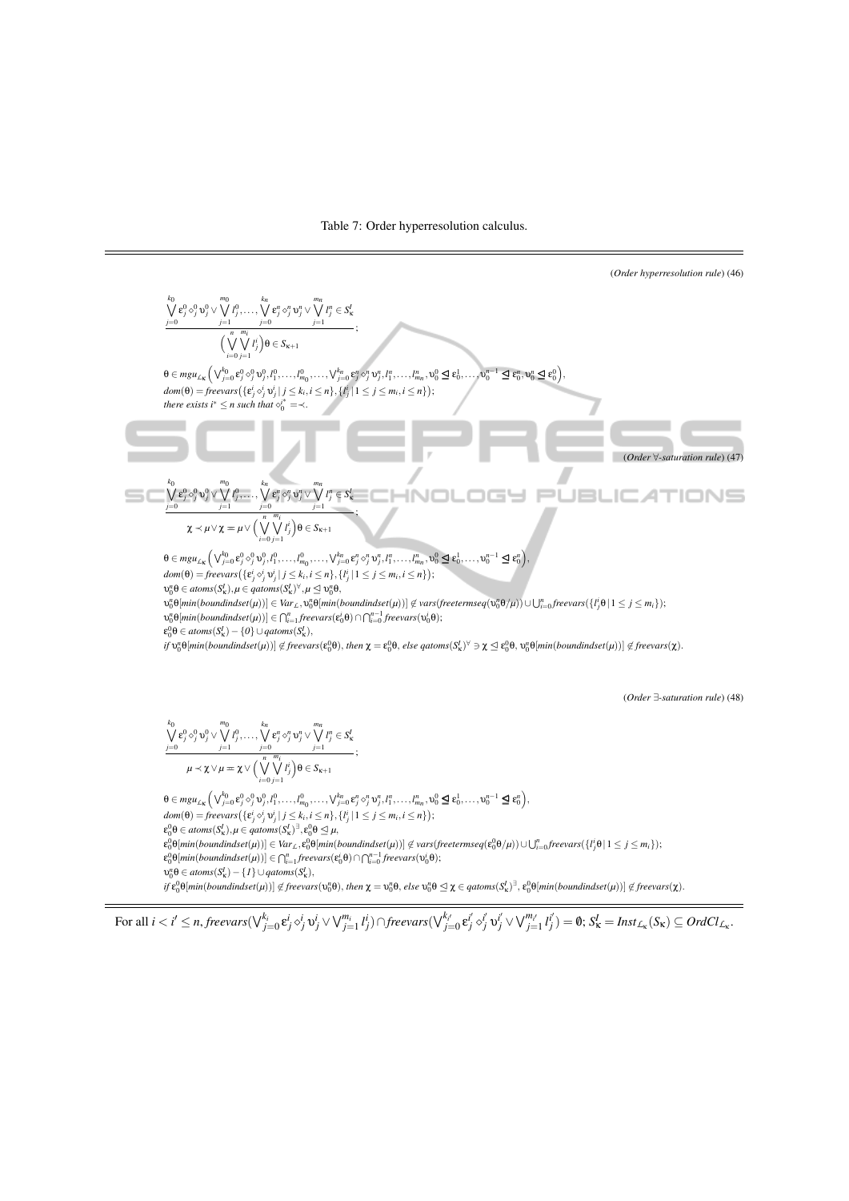Table 7: Order hyperresolution calculus.

(*Order hyperresolution rule*) (46)

$$\frac{\bigvee_{j=0}^{k_0} \varepsilon_j^0 \diamond_j^0 \upsilon_j^0 \vee \bigvee_{j=1}^{m_0} l_j^0, \dots, \bigvee_{j=0}^{k_n} \varepsilon_j^n \diamond_j^n \upsilon_j^n \vee \bigvee_{j=1}^{m_n} l_j^n \in S_\kappa^I}{\Big(\bigvee_{i=0}^{n} \bigvee_{j=1}^{m_i} l_j^i\Big)\theta \in S_{\kappa+1}};$$

$\theta \in mgu_{\mathcal{L}_\kappa}\Big(\bigvee_{j=0}^{k_0} \varepsilon_j^0 \diamond_j^0 \upsilon_j^0, l_1^0, \dots, l_{m_0}^0, \dots, \bigvee_{j=0}^{k_n} \varepsilon_j^n \diamond_j^n \upsilon_j^n, l_1^n, \dots, l_{m_n}^n, \upsilon_0^0 \trianglelefteq \varepsilon_0^1, \dots, \upsilon_0^{n-1} \trianglelefteq \varepsilon_0^n, \upsilon_0^n \trianglelefteq \varepsilon_0^0\Big)$,
$dom(\theta) = freevars\big(\{\varepsilon_j^i \diamond_j^i \upsilon_j^i \,|\, j \leq k_i, i \leq n\}, \{l_j^i \,|\, 1 \leq j \leq m_i, i \leq n\}\big)$;
*there exists* $i^* \leq n$ *such that* $\diamond_0^{i^*} = \prec$.

(*Order* $\forall$*-saturation rule*) (47)

$$\frac{\bigvee_{j=0}^{k_0} \varepsilon_j^0 \diamond_j^0 \upsilon_j^0 \vee \bigvee_{j=1}^{m_0} l_j^0, \dots, \bigvee_{j=0}^{k_n} \varepsilon_j^n \diamond_j^n \upsilon_j^n \vee \bigvee_{j=1}^{m_n} l_j^n \in S_\kappa^I}{\chi \prec \mu \vee \chi = \mu \vee \Big(\bigvee_{i=0}^{n} \bigvee_{j=1}^{m_i} l_j^i\Big)\theta \in S_{\kappa+1}};$$

$\theta \in mgu_{\mathcal{L}_\kappa}\Big(\bigvee_{j=0}^{k_0} \varepsilon_j^0 \diamond_j^0 \upsilon_j^0, l_1^0, \dots, l_{m_0}^0, \dots, \bigvee_{j=0}^{k_n} \varepsilon_j^n \diamond_j^n \upsilon_j^n, l_1^n, \dots, l_{m_n}^n, \upsilon_0^0 \trianglelefteq \varepsilon_0^1, \dots, \upsilon_0^{n-1} \trianglelefteq \varepsilon_0^n\Big)$,
$dom(\theta) = freevars\big(\{\varepsilon_j^i \diamond_j^i \upsilon_j^i \,|\, j \leq k_i, i \leq n\}, \{l_j^i \,|\, 1 \leq j \leq m_i, i \leq n\}\big)$;
$\upsilon_0^n\theta \in atoms(S_\kappa^I), \mu \in qatoms(S_\kappa^I)^\forall, \mu \trianglelefteq \upsilon_0^n\theta$,
$\upsilon_0^n\theta[min(boundindset(\mu))] \in Var_{\mathcal{L}}, \upsilon_0^n\theta[min(boundindset(\mu))] \notin vars(freetermseq(\upsilon_0^n\theta/\mu)) \cup \bigcup_{i=0}^{n} freevars(\{l_j^i\theta \,|\, 1 \leq j \leq m_i\})$;
$\upsilon_0^n\theta[min(boundindset(\mu))] \in \bigcap_{i=1}^{n} freevars(\varepsilon_0^i\theta) \cap \bigcap_{i=0}^{n-1} freevars(\upsilon_0^i\theta)$;
$\varepsilon_0^0\theta \in atoms(S_\kappa^I) - \{0\} \cup qatoms(S_\kappa^I)$,
*if* $\upsilon_0^n\theta[min(boundindset(\mu))] \notin freevars(\varepsilon_0^0\theta)$, *then* $\chi = \varepsilon_0^0\theta$, *else* $qatoms(S_\kappa^I)^\forall \ni \chi \trianglelefteq \varepsilon_0^0\theta$, $\upsilon_0^n\theta[min(boundindset(\mu))] \notin freevars(\chi)$.

(*Order* $\exists$*-saturation rule*) (48)

$$\frac{\bigvee_{j=0}^{k_0} \varepsilon_j^0 \diamond_j^0 \upsilon_j^0 \vee \bigvee_{j=1}^{m_0} l_j^0, \dots, \bigvee_{j=0}^{k_n} \varepsilon_j^n \diamond_j^n \upsilon_j^n \vee \bigvee_{j=1}^{m_n} l_j^n \in S_\kappa^I}{\mu \prec \chi \vee \mu = \chi \vee \Big(\bigvee_{i=0}^{n} \bigvee_{j=1}^{m_i} l_j^i\Big)\theta \in S_{\kappa+1}};$$

$\theta \in mgu_{\mathcal{L}_\kappa}\Big(\bigvee_{j=0}^{k_0} \varepsilon_j^0 \diamond_j^0 \upsilon_j^0, l_1^0, \dots, l_{m_0}^0, \dots, \bigvee_{j=0}^{k_n} \varepsilon_j^n \diamond_j^n \upsilon_j^n, l_1^n, \dots, l_{m_n}^n, \upsilon_0^0 \trianglelefteq \varepsilon_0^1, \dots, \upsilon_0^{n-1} \trianglelefteq \varepsilon_0^n\Big)$,
$dom(\theta) = freevars\big(\{\varepsilon_j^i \diamond_j^i \upsilon_j^i \,|\, j \leq k_i, i \leq n\}, \{l_j^i \,|\, 1 \leq j \leq m_i, i \leq n\}\big)$;
$\varepsilon_0^0\theta \in atoms(S_\kappa^I), \mu \in qatoms(S_\kappa^I)^\exists, \varepsilon_0^0\theta \trianglelefteq \mu$,
$\varepsilon_0^0\theta[min(boundindset(\mu))] \in Var_{\mathcal{L}}, \varepsilon_0^0\theta[min(boundindset(\mu))] \notin vars(freetermseq(\varepsilon_0^0\theta/\mu)) \cup \bigcup_{i=0}^{n} freevars(\{l_j^i\theta \,|\, 1 \leq j \leq m_i\})$;
$\varepsilon_0^0\theta[min(boundindset(\mu))] \in \bigcap_{i=1}^{n} freevars(\varepsilon_0^i\theta) \cap \bigcap_{i=0}^{n-1} freevars(\upsilon_0^i\theta)$;
$\upsilon_0^n\theta \in atoms(S_\kappa^I) - \{1\} \cup qatoms(S_\kappa^I)$,
*if* $\varepsilon_0^0\theta[min(boundindset(\mu))] \notin freevars(\upsilon_0^n\theta)$, *then* $\chi = \upsilon_0^n\theta$, *else* $\upsilon_0^n\theta \trianglelefteq \chi \in qatoms(S_\kappa^I)^\exists$, $\varepsilon_0^0\theta[min(boundindset(\mu))] \notin freevars(\chi)$.

For all $i < i' \leq n$, $freevars(\bigvee_{j=0}^{k_i} \varepsilon_j^i \diamond_j^i \upsilon_j^i \vee \bigvee_{j=1}^{m_i} l_j^i) \cap freevars(\bigvee_{j=0}^{k_{i'}} \varepsilon_j^{i'} \diamond_j^{i'} \upsilon_j^{i'} \vee \bigvee_{j=1}^{m_{i'}} l_j^{i'}) = \emptyset$; $S_\kappa^I = Inst_{\mathcal{L}_\kappa}(S_\kappa) \subseteq OrdCl_{\mathcal{L}_\kappa}$.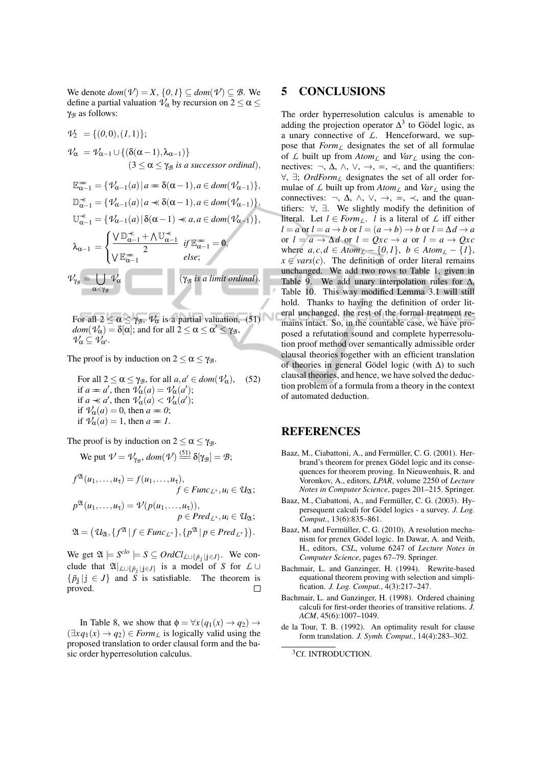We denote $dom(\mathcal{V}) = X$, $\{0,1\} \subseteq dom(\mathcal{V}) \subseteq \mathcal{B}$. We define a partial valuation $\mathcal{V}_\alpha$ by recursion on $2 \leq \alpha \leq \gamma_\mathcal{B}$ as follows:

$$\mathcal{V}_2 = \{(0,0),(1,1)\};$$

$$\mathcal{V}_\alpha = \mathcal{V}_{\alpha-1} \cup \{(\delta(\alpha-1), \lambda_{\alpha-1})\} \quad (3 \leq \alpha \leq \gamma_\mathcal{B} \text{ is a successor ordinal}),$$

$$\mathbb{E}^{\eqcirc}_{\alpha-1} = \{\mathcal{V}_{\alpha-1}(a) \,|\, a \eqcirc \delta(\alpha-1), a \in dom(\mathcal{V}_{\alpha-1})\},$$

$$\mathbb{D}^{\prec}_{\alpha-1} = \{\mathcal{V}_{\alpha-1}(a) \,|\, a \prec \delta(\alpha-1), a \in dom(\mathcal{V}_{\alpha-1})\},$$

$$\mathbb{U}^{\prec}_{\alpha-1} = \{\mathcal{V}_{\alpha-1}(a) \,|\, \delta(\alpha-1) \prec a, a \in dom(\mathcal{V}_{\alpha-1})\},$$

$$\lambda_{\alpha-1} = \begin{cases} \dfrac{\bigvee \mathbb{D}^{\prec}_{\alpha-1} + \bigwedge \mathbb{U}^{\prec}_{\alpha-1}}{2} & \text{if } \mathbb{E}^{\eqcirc}_{\alpha-1} = \emptyset, \\ \bigvee \mathbb{E}^{\eqcirc}_{\alpha-1} & \text{else;} \end{cases}$$

$$\mathcal{V}_{\gamma_\mathcal{B}} = \bigcup_{\alpha < \gamma_\mathcal{B}} \mathcal{V}_\alpha \quad (\gamma_\mathcal{B} \text{ is a limit ordinal}).$$

For all $2 \leq \alpha \leq \gamma_\mathcal{B}$, $\mathcal{V}_\alpha$ is a partial valuation, $dom(\mathcal{V}_\alpha) = \delta[\alpha]$; and for all $2 \leq \alpha \leq \alpha' \leq \gamma_\mathcal{B}$, $\mathcal{V}_\alpha \subseteq \mathcal{V}_{\alpha'}$. (51)

The proof is by induction on $2 \leq \alpha \leq \gamma_\mathcal{B}$.

For all $2 \leq \alpha \leq \gamma_\mathcal{B}$, for all $a, a' \in dom(\mathcal{V}_\alpha)$, (52)
if $a \eqcirc a'$, then $\mathcal{V}_\alpha(a) = \mathcal{V}_\alpha(a')$;
if $a \prec a'$, then $\mathcal{V}_\alpha(a) < \mathcal{V}_\alpha(a')$;
if $\mathcal{V}_\alpha(a) = 0$, then $a \eqcirc 0$;
if $\mathcal{V}_\alpha(a) = 1$, then $a \eqcirc 1$.

The proof is by induction on $2 \leq \alpha \leq \gamma_\mathcal{B}$.

We put $\mathcal{V} = \mathcal{V}_{\gamma_\mathcal{B}}$, $dom(\mathcal{V}) \overset{(51)}{=\!=} \delta[\gamma_\mathcal{B}] = \mathcal{B}$;

$$f^\mathfrak{A}(u_1, \dots, u_\tau) = f(u_1, \dots, u_\tau), \quad f \in Func_{\mathcal{L}^*}, u_i \in \mathcal{U}_\mathfrak{A};$$

$$p^\mathfrak{A}(u_1, \dots, u_\tau) = \mathcal{V}(p(u_1, \dots, u_\tau)), \quad p \in Pred_{\mathcal{L}^*}, u_i \in \mathcal{U}_\mathfrak{A};$$

$$\mathfrak{A} = \left(\mathcal{U}_\mathfrak{A}, \{f^\mathfrak{A} \,|\, f \in Func_{\mathcal{L}^*}\}, \{p^\mathfrak{A} \,|\, p \in Pred_{\mathcal{L}^*}\}\right).$$

We get $\mathfrak{A} \models S^{clo} \models S \subseteq OrdCl_{\mathcal{L} \cup \{\tilde{p}_\mathbb{j} \,|\, \mathbb{j} \in J\}}$. We conclude that $\mathfrak{A}|_{\mathcal{L} \cup \{\tilde{p}_\mathbb{j} \,|\, \mathbb{j} \in J\}}$ is a model of $S$ for $\mathcal{L} \cup \{\tilde{p}_\mathbb{j} \,|\, \mathbb{j} \in J\}$ and $S$ is satisfiable. The theorem is proved. $\square$

In Table 8, we show that $\phi = \forall x (q_1(x) \to q_2) \to (\exists x q_1(x) \to q_2) \in Form_\mathcal{L}$ is logically valid using the proposed translation to order clausal form and the basic order hyperresolution calculus.

## 5 CONCLUSIONS

The order hyperresolution calculus is amenable to adding the projection operator $\Delta$[3] to Gödel logic, as a unary connective of $\mathcal{L}$. Henceforward, we suppose that $Form_\mathcal{L}$ designates the set of all formulae of $\mathcal{L}$ built up from $Atom_\mathcal{L}$ and $Var_\mathcal{L}$ using the connectives: $\neg$, $\Delta$, $\wedge$, $\vee$, $\to$, $\eqcirc$, $\prec$, and the quantifiers: $\forall$, $\exists$; $OrdForm_\mathcal{L}$ designates the set of all order formulae of $\mathcal{L}$ built up from $Atom_\mathcal{L}$ and $Var_\mathcal{L}$ using the connectives: $\neg$, $\Delta$, $\wedge$, $\vee$, $\to$, $\eqcirc$, $\prec$, and the quantifiers: $\forall$, $\exists$. We slightly modify the definition of literal. Let $l \in Form_\mathcal{L}$. $l$ is a literal of $\mathcal{L}$ iff either $l = a$ or $l = a \to b$ or $l = (a \to b) \to b$ or $l = \Delta d \to a$ or $l = a \to \Delta d$ or $l = Qxc \to a$ or $l = a \to Qxc$ where $a, c, d \in Atom_\mathcal{L} - \{0,1\}$, $b \in Atom_\mathcal{L} - \{1\}$, $x \in vars(c)$. The definition of order literal remains unchanged. We add two rows to Table 1, given in Table 9. We add unary interpolation rules for $\Delta$, Table 10. This way modified Lemma 3.1 will still hold. Thanks to having the definition of order literal unchanged, the rest of the formal treatment remains intact. So, in the countable case, we have proposed a refutation sound and complete hyperresolution proof method over semantically admissible order clausal theories together with an efficient translation of theories in general Gödel logic (with $\Delta$) to such clausal theories, and hence, we have solved the deduction problem of a formula from a theory in the context of automated deduction.

## REFERENCES

Baaz, M., Ciabattoni, A., and Fermüller, C. G. (2001). Herbrand's theorem for prenex Gödel logic and its consequences for theorem proving. In Nieuwenhuis, R. and Voronkov, A., editors, *LPAR*, volume 2250 of *Lecture Notes in Computer Science*, pages 201–215. Springer.

Baaz, M., Ciabattoni, A., and Fermüller, C. G. (2003). Hypersequent calculi for Gödel logics - a survey. *J. Log. Comput.*, 13(6):835–861.

Baaz, M. and Fermüller, C. G. (2010). A resolution mechanism for prenex Gödel logic. In Dawar, A. and Veith, H., editors, *CSL*, volume 6247 of *Lecture Notes in Computer Science*, pages 67–79. Springer.

Bachmair, L. and Ganzinger, H. (1994). Rewrite-based equational theorem proving with selection and simplification. *J. Log. Comput.*, 4(3):217–247.

Bachmair, L. and Ganzinger, H. (1998). Ordered chaining calculi for first-order theories of transitive relations. *J. ACM*, 45(6):1007–1049.

de la Tour, T. B. (1992). An optimality result for clause form translation. *J. Symb. Comput.*, 14(4):283–302.

[3] Cf. INTRODUCTION.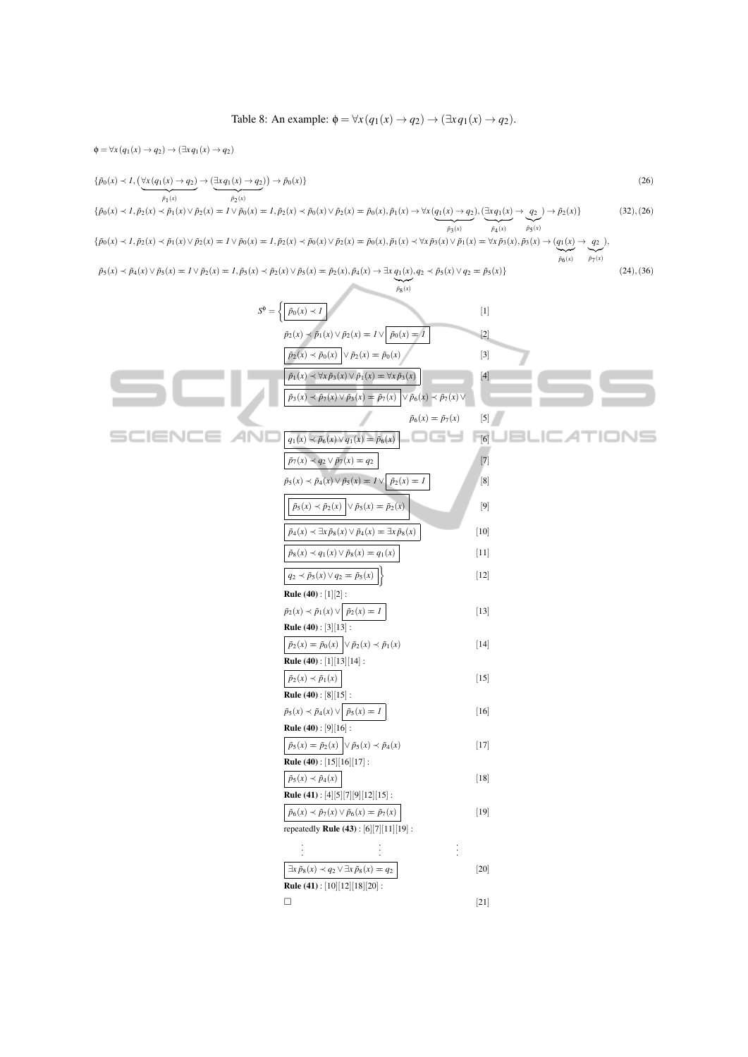Table 8: An example: $\phi = \forall x (q_1(x) \rightarrow q_2) \rightarrow (\exists x\, q_1(x) \rightarrow q_2)$.

$\phi = \forall x (q_1(x) \rightarrow q_2) \rightarrow (\exists x\, q_1(x) \rightarrow q_2)$

$$\{\tilde{p}_0(x) \prec 1, (\underbrace{\forall x (q_1(x) \rightarrow q_2)}_{\tilde{p}_1(x)} \rightarrow \underbrace{(\exists x\, q_1(x) \rightarrow q_2)}_{\tilde{p}_2(x)}) \rightarrow \tilde{p}_0(x)\} \qquad (26)$$

$$\{\tilde{p}_0(x) \prec 1, \tilde{p}_2(x) \prec \tilde{p}_1(x) \vee \tilde{p}_2(x) = 1 \vee \tilde{p}_0(x) = 1, \tilde{p}_2(x) \prec \tilde{p}_0(x) \vee \tilde{p}_2(x) = \tilde{p}_0(x), \tilde{p}_1(x) \rightarrow \forall x (\underbrace{q_1(x) \rightarrow q_2}_{\tilde{p}_3(x)}), (\underbrace{\exists x\, q_1(x)}_{\tilde{p}_4(x)} \rightarrow \underbrace{q_2}_{\tilde{p}_5(x)}) \rightarrow \tilde{p}_2(x)\} \qquad (32), (26)$$

$$\{\tilde{p}_0(x) \prec 1, \tilde{p}_2(x) \prec \tilde{p}_1(x) \vee \tilde{p}_2(x) = 1 \vee \tilde{p}_0(x) = 1, \tilde{p}_2(x) \prec \tilde{p}_0(x) \vee \tilde{p}_2(x) = \tilde{p}_0(x), \tilde{p}_1(x) \prec \forall x\, \tilde{p}_3(x) \vee \tilde{p}_1(x) = \forall x\, \tilde{p}_3(x), \tilde{p}_3(x) \rightarrow (\underbrace{q_1(x)}_{\tilde{p}_6(x)} \rightarrow \underbrace{q_2}_{\tilde{p}_7(x)}),$$

$$\tilde{p}_5(x) \prec \tilde{p}_4(x) \vee \tilde{p}_5(x) = 1 \vee \tilde{p}_2(x) = 1, \tilde{p}_5(x) \prec \tilde{p}_2(x) \vee \tilde{p}_5(x) = \tilde{p}_2(x), \tilde{p}_4(x) \rightarrow \exists x\, \underbrace{q_1(x)}_{\tilde{p}_8(x)}, q_2 \prec \tilde{p}_5(x) \vee q_2 = \tilde{p}_5(x)\} \qquad (24), (36)$$

$$S^\phi = \Big\{ \boxed{\tilde{p}_0(x) \prec 1} \qquad [1]$$

$$\tilde{p}_2(x) \prec \tilde{p}_1(x) \vee \tilde{p}_2(x) = 1 \vee \boxed{\tilde{p}_0(x) = 1} \qquad [2]$$

$$\boxed{\tilde{p}_2(x) \prec \tilde{p}_0(x)} \vee \tilde{p}_2(x) = \tilde{p}_0(x) \qquad [3]$$

$$\boxed{\tilde{p}_1(x) \prec \forall x\, \tilde{p}_3(x) \vee \tilde{p}_1(x) = \forall x\, \tilde{p}_3(x)} \qquad [4]$$

$$\boxed{\tilde{p}_3(x) \prec \tilde{p}_7(x) \vee \tilde{p}_3(x) = \tilde{p}_7(x)} \vee \tilde{p}_6(x) \prec \tilde{p}_7(x) \vee \tilde{p}_6(x) = \tilde{p}_7(x) \qquad [5]$$

$$\boxed{q_1(x) \prec \tilde{p}_6(x) \vee q_1(x) = \tilde{p}_6(x)} \qquad [6]$$

$$\boxed{\tilde{p}_7(x) \prec q_2 \vee \tilde{p}_7(x) = q_2} \qquad [7]$$

$$\tilde{p}_5(x) \prec \tilde{p}_4(x) \vee \tilde{p}_5(x) = 1 \vee \boxed{\tilde{p}_2(x) = 1} \qquad [8]$$

$$\boxed{\boxed{\tilde{p}_5(x) \prec \tilde{p}_2(x)} \vee \tilde{p}_5(x) = \tilde{p}_2(x)} \qquad [9]$$

$$\boxed{\tilde{p}_4(x) \prec \exists x\, \tilde{p}_8(x) \vee \tilde{p}_4(x) = \exists x\, \tilde{p}_8(x)} \qquad [10]$$

$$\boxed{\tilde{p}_8(x) \prec q_1(x) \vee \tilde{p}_8(x) = q_1(x)} \qquad [11]$$

$$\boxed{q_2 \prec \tilde{p}_5(x) \vee q_2 = \tilde{p}_5(x)} \Big\} \qquad [12]$$

**Rule (40)** : [1][2] :

$$\tilde{p}_2(x) \prec \tilde{p}_1(x) \vee \boxed{\tilde{p}_2(x) = 1} \qquad [13]$$

**Rule (40)** : [3][13] :

$$\boxed{\tilde{p}_2(x) = \tilde{p}_0(x)} \vee \tilde{p}_2(x) \prec \tilde{p}_1(x) \qquad [14]$$

**Rule (40)** : [1][13][14] :

$$\boxed{\tilde{p}_2(x) \prec \tilde{p}_1(x)} \qquad [15]$$

**Rule (40)** : [8][15] :

$$\tilde{p}_5(x) \prec \tilde{p}_4(x) \vee \boxed{\tilde{p}_5(x) = 1} \qquad [16]$$

**Rule (40)** : [9][16] :

$$\boxed{\tilde{p}_5(x) = \tilde{p}_2(x)} \vee \tilde{p}_5(x) \prec \tilde{p}_4(x) \qquad [17]$$

**Rule (40)** : [15][16][17] :

$$\boxed{\tilde{p}_5(x) \prec \tilde{p}_4(x)} \qquad [18]$$

**Rule (41)** : [4][5][7][9][12][15] :

$$\boxed{\tilde{p}_6(x) \prec \tilde{p}_7(x) \vee \tilde{p}_6(x) = \tilde{p}_7(x)} \qquad [19]$$

repeatedly **Rule (43)** : [6][7][11][19] :

$$\vdots \qquad \vdots \qquad \vdots$$

$$\boxed{\exists x\, \tilde{p}_8(x) \prec q_2 \vee \exists x\, \tilde{p}_8(x) = q_2} \qquad [20]$$

**Rule (41)** : [10][12][18][20] :

$$\square \qquad [21]$$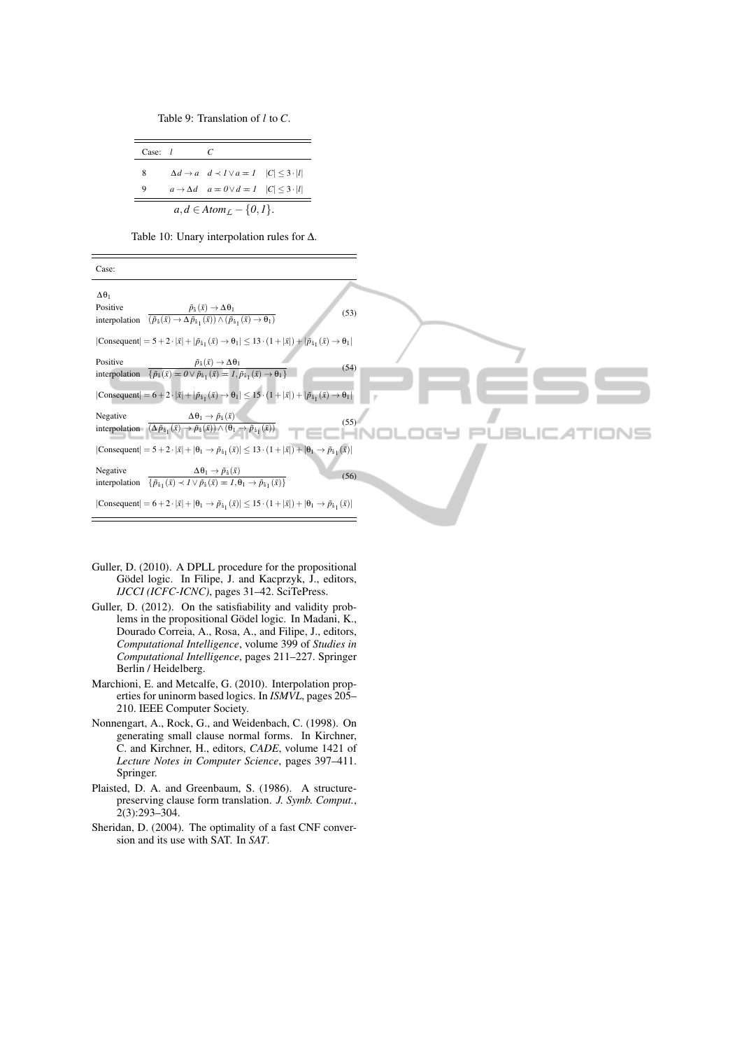Table 9: Translation of $l$ to $C$.

| Case: | $l$ | $C$ | |
|---|---|---|---|
| 8 | $\Delta d \rightarrow a$ | $d \prec 1 \vee a = 1$ | $\lvert C\rvert \leq 3 \cdot \lvert l\rvert$ |
| 9 | $a \rightarrow \Delta d$ | $a = 0 \vee d = 1$ | $\lvert C\rvert \leq 3 \cdot \lvert l\rvert$ |

$a, d \in Atom_{\mathcal{L}} - \{0, 1\}$.

Table 10: Unary interpolation rules for $\Delta$.

Case:

$\Delta\theta_1$

Positive interpolation
$$\frac{\tilde{p}_{\mathfrak{i}}(\bar{x}) \rightarrow \Delta\theta_1}{(\tilde{p}_{\mathfrak{i}}(\bar{x}) \rightarrow \Delta\tilde{p}_{\mathfrak{i}_1}(\bar{x})) \wedge (\tilde{p}_{\mathfrak{i}_1}(\bar{x}) \rightarrow \theta_1)} \qquad (53)$$

$|\text{Consequent}| = 5 + 2 \cdot |\bar{x}| + |\tilde{p}_{\mathfrak{i}_1}(\bar{x}) \rightarrow \theta_1| \leq 13 \cdot (1 + |\bar{x}|) + |\tilde{p}_{\mathfrak{i}_1}(\bar{x}) \rightarrow \theta_1|$

Positive interpolation
$$\frac{\tilde{p}_{\mathfrak{i}}(\bar{x}) \rightarrow \Delta\theta_1}{\{\tilde{p}_{\mathfrak{i}}(\bar{x}) = 0 \vee \tilde{p}_{\mathfrak{i}_1}(\bar{x}) = 1, \tilde{p}_{\mathfrak{i}_1}(\bar{x}) \rightarrow \theta_1\}} \qquad (54)$$

$|\text{Consequent}| = 6 + 2 \cdot |\bar{x}| + |\tilde{p}_{\mathfrak{i}_1}(\bar{x}) \rightarrow \theta_1| \leq 15 \cdot (1 + |\bar{x}|) + |\tilde{p}_{\mathfrak{i}_1}(\bar{x}) \rightarrow \theta_1|$

Negative interpolation
$$\frac{\Delta\theta_1 \rightarrow \tilde{p}_{\mathfrak{i}}(\bar{x})}{(\Delta\tilde{p}_{\mathfrak{i}_1}(\bar{x}) \rightarrow \tilde{p}_{\mathfrak{i}}(\bar{x})) \wedge (\theta_1 \rightarrow \tilde{p}_{\mathfrak{i}_1}(\bar{x}))} \qquad (55)$$

$|\text{Consequent}| = 5 + 2 \cdot |\bar{x}| + |\theta_1 \rightarrow \tilde{p}_{\mathfrak{i}_1}(\bar{x})| \leq 13 \cdot (1 + |\bar{x}|) + |\theta_1 \rightarrow \tilde{p}_{\mathfrak{i}_1}(\bar{x})|$

Negative interpolation
$$\frac{\Delta\theta_1 \rightarrow \tilde{p}_{\mathfrak{i}}(\bar{x})}{\{\tilde{p}_{\mathfrak{i}_1}(\bar{x}) \prec 1 \vee \tilde{p}_{\mathfrak{i}}(\bar{x}) = 1, \theta_1 \rightarrow \tilde{p}_{\mathfrak{i}_1}(\bar{x})\}} \qquad (56)$$

$|\text{Consequent}| = 6 + 2 \cdot |\bar{x}| + |\theta_1 \rightarrow \tilde{p}_{\mathfrak{i}_1}(\bar{x})| \leq 15 \cdot (1 + |\bar{x}|) + |\theta_1 \rightarrow \tilde{p}_{\mathfrak{i}_1}(\bar{x})|$

Guller, D. (2010). A DPLL procedure for the propositional Gödel logic. In Filipe, J. and Kacprzyk, J., editors, *IJCCI (ICFC-ICNC)*, pages 31–42. SciTePress.

Guller, D. (2012). On the satisfiability and validity problems in the propositional Gödel logic. In Madani, K., Dourado Correia, A., Rosa, A., and Filipe, J., editors, *Computational Intelligence*, volume 399 of *Studies in Computational Intelligence*, pages 211–227. Springer Berlin / Heidelberg.

Marchioni, E. and Metcalfe, G. (2010). Interpolation properties for uninorm based logics. In *ISMVL*, pages 205–210. IEEE Computer Society.

Nonnengart, A., Rock, G., and Weidenbach, C. (1998). On generating small clause normal forms. In Kirchner, C. and Kirchner, H., editors, *CADE*, volume 1421 of *Lecture Notes in Computer Science*, pages 397–411. Springer.

Plaisted, D. A. and Greenbaum, S. (1986). A structure-preserving clause form translation. *J. Symb. Comput.*, 2(3):293–304.

Sheridan, D. (2004). The optimality of a fast CNF conversion and its use with SAT. In *SAT*.